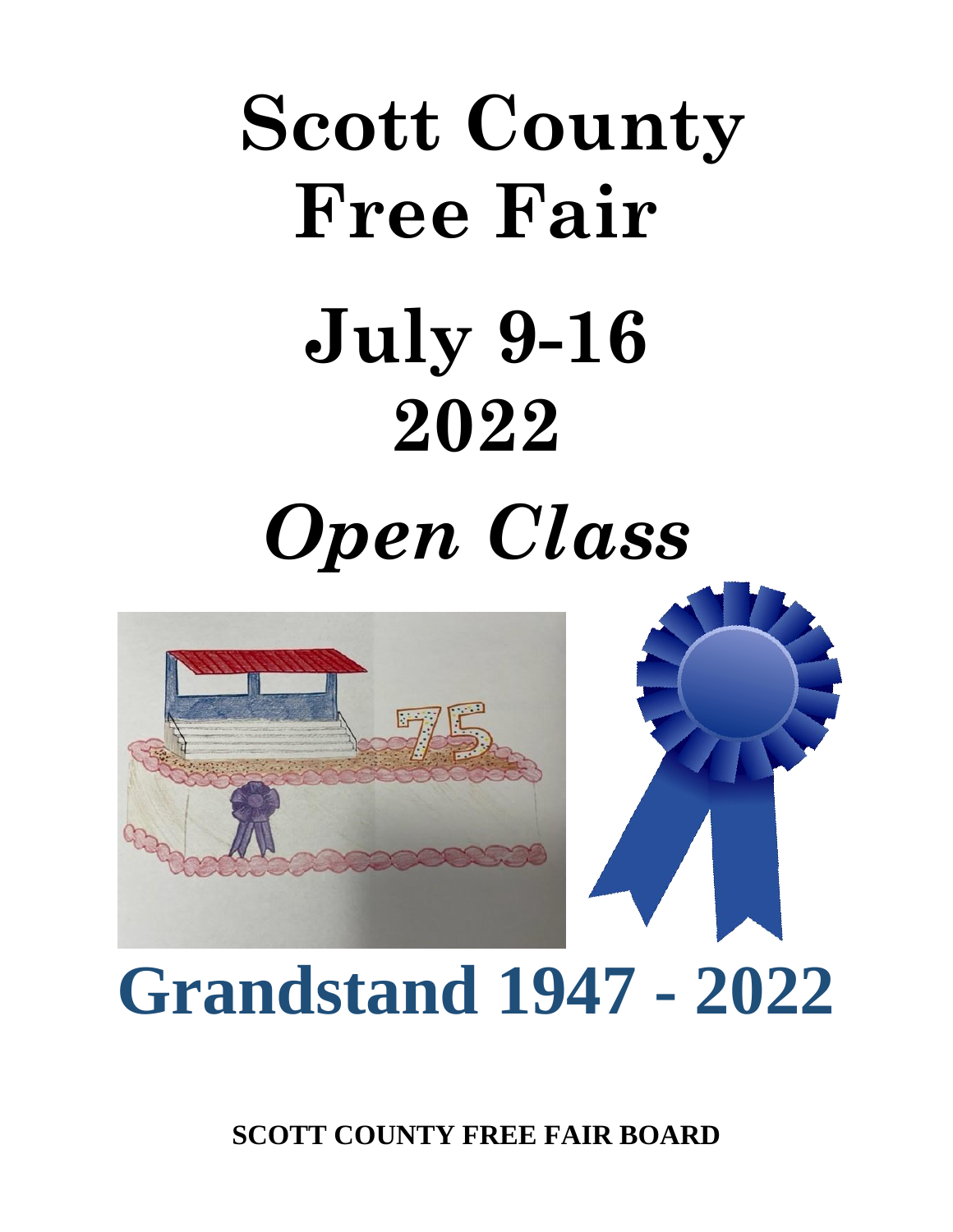# Scott County Free Fair

# July 9-16 2022

# *Open Class*

# Grandstand 1947 - 2022

**SCOTT COUNTY FREE FAIR BOARD**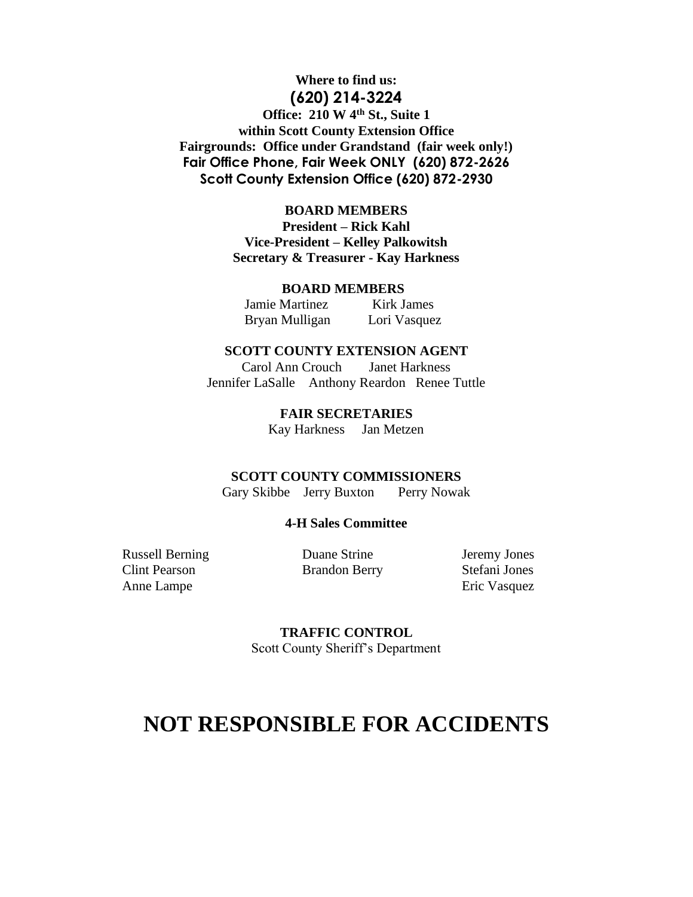**Where to find us:**

**(620) 214-3224**

**Office: 210 W 4th St., Suite 1**
**within Scott County Extension Office**
**Fairgrounds: Office under Grandstand (fair week only!)**
**Fair Office Phone, Fair Week ONLY (620) 872-2626**
**Scott County Extension Office (620) 872-2930**

**BOARD MEMBERS**

**President – Rick Kahl**
**Vice-President – Kelley Palkowitsh**
**Secretary & Treasurer - Kay Harkness**

**BOARD MEMBERS**

Jamie Martinez Kirk James
Bryan Mulligan Lori Vasquez

**SCOTT COUNTY EXTENSION AGENT**

Carol Ann Crouch Janet Harkness
Jennifer LaSalle Anthony Reardon Renee Tuttle

**FAIR SECRETARIES**

Kay Harkness Jan Metzen

**SCOTT COUNTY COMMISSIONERS**

Gary Skibbe Jerry Buxton Perry Nowak

**4-H Sales Committee**

Russell Berning
Clint Pearson
Anne Lampe
Duane Strine
Brandon Berry
Jeremy Jones
Stefani Jones
Eric Vasquez

**TRAFFIC CONTROL**

Scott County Sheriff's Department

# NOT RESPONSIBLE FOR ACCIDENTS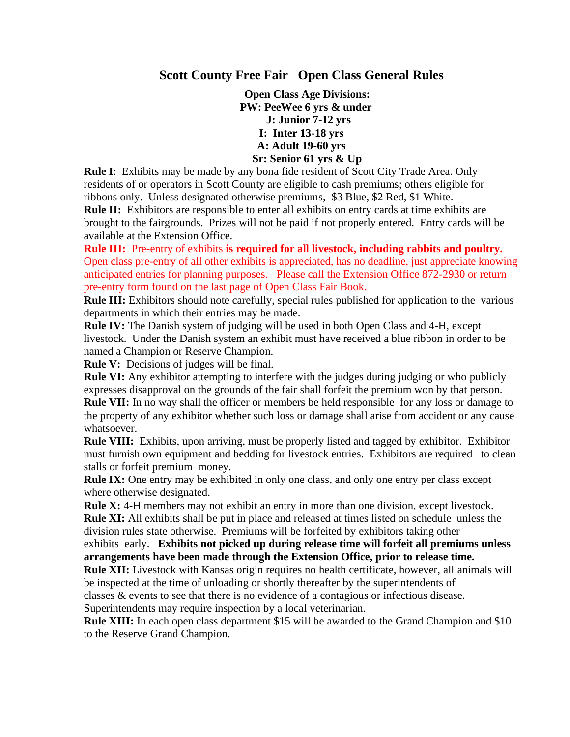# Scott County Free Fair   Open Class General Rules

**Open Class Age Divisions:**
**PW: PeeWee 6 yrs & under**
**J: Junior 7-12 yrs**
**I: Inter 13-18 yrs**
**A: Adult 19-60 yrs**
**Sr: Senior 61 yrs & Up**

**Rule I**: Exhibits may be made by any bona fide resident of Scott City Trade Area. Only residents of or operators in Scott County are eligible to cash premiums; others eligible for ribbons only. Unless designated otherwise premiums, $3 Blue, $2 Red, $1 White.

**Rule II:** Exhibitors are responsible to enter all exhibits on entry cards at time exhibits are brought to the fairgrounds. Prizes will not be paid if not properly entered. Entry cards will be available at the Extension Office.

**Rule III:** Pre-entry of exhibits **is required for all livestock, including rabbits and poultry.** Open class pre-entry of all other exhibits is appreciated, has no deadline, just appreciate knowing anticipated entries for planning purposes. Please call the Extension Office 872-2930 or return pre-entry form found on the last page of Open Class Fair Book.

**Rule III:** Exhibitors should note carefully, special rules published for application to the various departments in which their entries may be made.

**Rule IV:** The Danish system of judging will be used in both Open Class and 4-H, except livestock. Under the Danish system an exhibit must have received a blue ribbon in order to be named a Champion or Reserve Champion.

**Rule V:** Decisions of judges will be final.

**Rule VI:** Any exhibitor attempting to interfere with the judges during judging or who publicly expresses disapproval on the grounds of the fair shall forfeit the premium won by that person.

**Rule VII:** In no way shall the officer or members be held responsible for any loss or damage to the property of any exhibitor whether such loss or damage shall arise from accident or any cause whatsoever.

**Rule VIII:** Exhibits, upon arriving, must be properly listed and tagged by exhibitor. Exhibitor must furnish own equipment and bedding for livestock entries. Exhibitors are required to clean stalls or forfeit premium money.

**Rule IX:** One entry may be exhibited in only one class, and only one entry per class except where otherwise designated.

**Rule X:** 4-H members may not exhibit an entry in more than one division, except livestock.

**Rule XI:** All exhibits shall be put in place and released at times listed on schedule unless the division rules state otherwise. Premiums will be forfeited by exhibitors taking other exhibits early. **Exhibits not picked up during release time will forfeit all premiums unless arrangements have been made through the Extension Office, prior to release time.**

**Rule XII:** Livestock with Kansas origin requires no health certificate, however, all animals will be inspected at the time of unloading or shortly thereafter by the superintendents of classes & events to see that there is no evidence of a contagious or infectious disease. Superintendents may require inspection by a local veterinarian.

**Rule XIII:** In each open class department $15 will be awarded to the Grand Champion and $10 to the Reserve Grand Champion.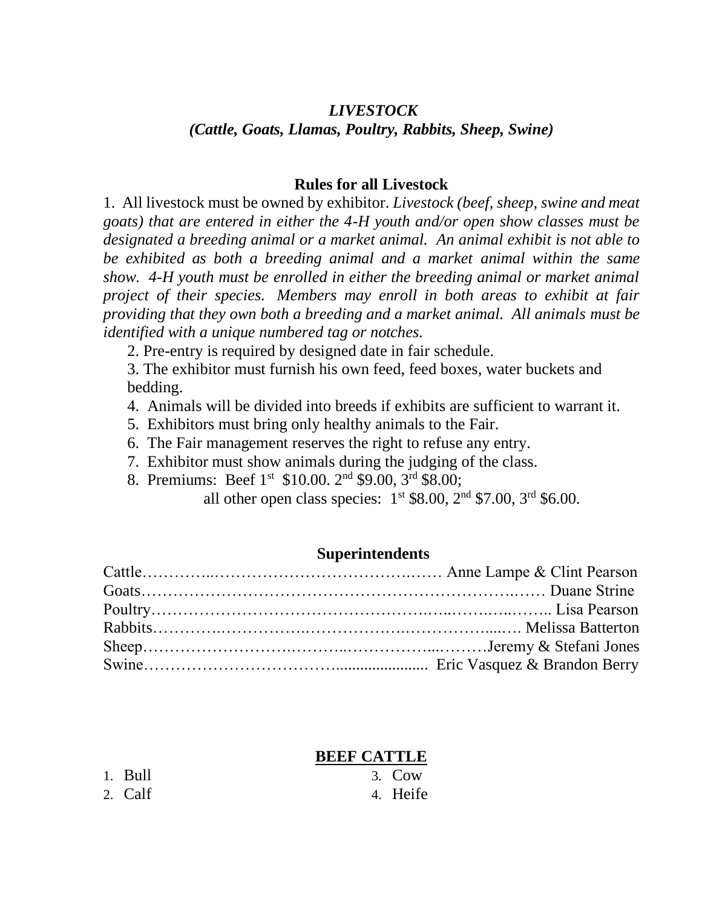# *LIVESTOCK*

## *(Cattle, Goats, Llamas, Poultry, Rabbits, Sheep, Swine)*

### Rules for all Livestock

1. All livestock must be owned by exhibitor. *Livestock (beef, sheep, swine and meat goats) that are entered in either the 4-H youth and/or open show classes must be designated a breeding animal or a market animal. An animal exhibit is not able to be exhibited as both a breeding animal and a market animal within the same show. 4-H youth must be enrolled in either the breeding animal or market animal project of their species. Members may enroll in both areas to exhibit at fair providing that they own both a breeding and a market animal. All animals must be identified with a unique numbered tag or notches.*
2. Pre-entry is required by designed date in fair schedule.
3. The exhibitor must furnish his own feed, feed boxes, water buckets and bedding.
4. Animals will be divided into breeds if exhibits are sufficient to warrant it.
5. Exhibitors must bring only healthy animals to the Fair.
6. The Fair management reserves the right to refuse any entry.
7. Exhibitor must show animals during the judging of the class.
8. Premiums: Beef 1st $10.00. 2nd $9.00, 3rd $8.00;
   all other open class species: 1st $8.00, 2nd $7.00, 3rd $6.00.

### Superintendents

Cattle…………………………………………… Anne Lampe & Clint Pearson
Goats…………………………………………… Duane Strine
Poultry…………………………………………… Lisa Pearson
Rabbits…………………………………………… Melissa Batterton
Sheep……………………………………………Jeremy & Stefani Jones
Swine…………………………………………… Eric Vasquez & Brandon Berry

### BEEF CATTLE

1. Bull
2. Calf
3. Cow
4. Heife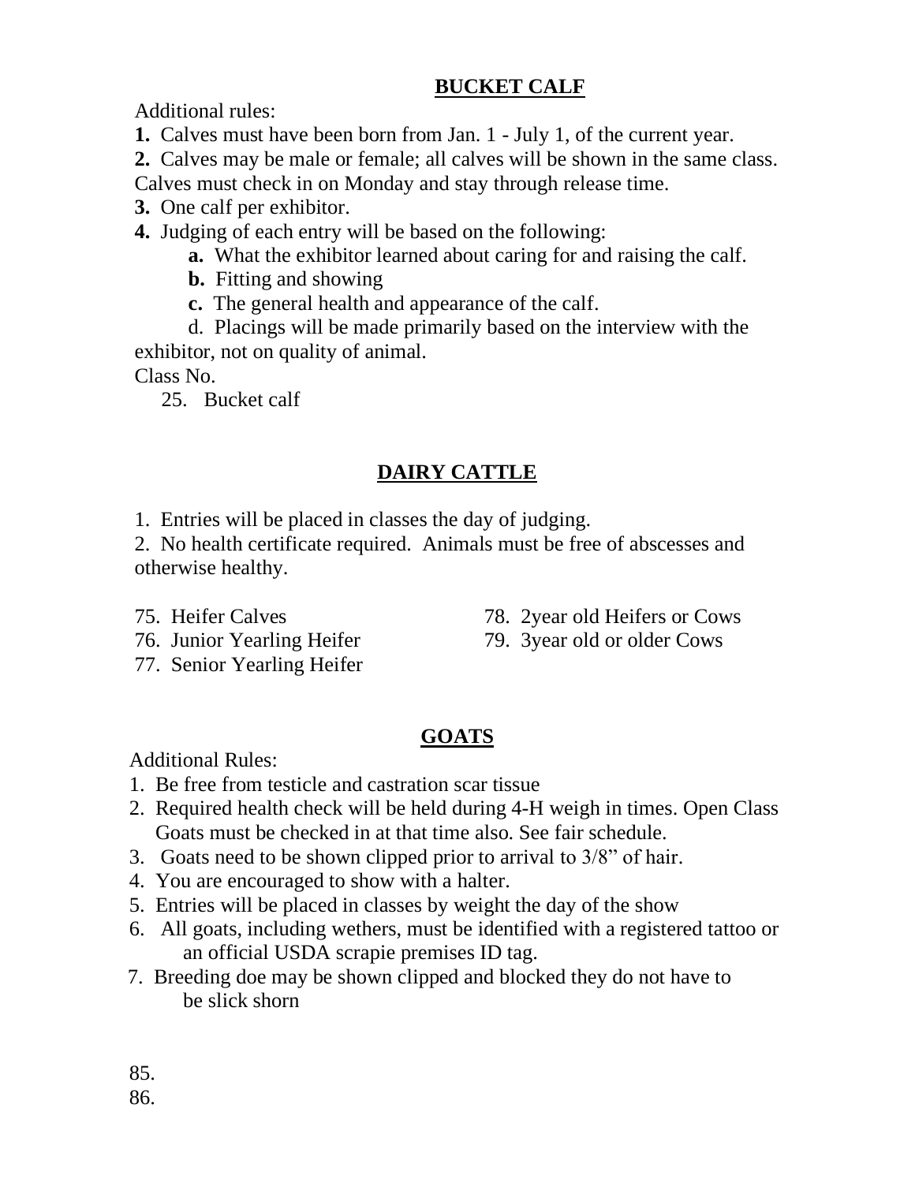## BUCKET CALF

Additional rules:

**1.** Calves must have been born from Jan. 1 - July 1, of the current year.

**2.** Calves may be male or female; all calves will be shown in the same class. Calves must check in on Monday and stay through release time.

**3.** One calf per exhibitor.

**4.** Judging of each entry will be based on the following:

- **a.** What the exhibitor learned about caring for and raising the calf.
- **b.** Fitting and showing
- **c.** The general health and appearance of the calf.
- d. Placings will be made primarily based on the interview with the exhibitor, not on quality of animal.

Class No.

25. Bucket calf

## DAIRY CATTLE

1. Entries will be placed in classes the day of judging.
2. No health certificate required. Animals must be free of abscesses and otherwise healthy.

75. Heifer Calves
76. Junior Yearling Heifer
77. Senior Yearling Heifer
78. 2year old Heifers or Cows
79. 3year old or older Cows

## GOATS

Additional Rules:

1. Be free from testicle and castration scar tissue
2. Required health check will be held during 4-H weigh in times. Open Class Goats must be checked in at that time also. See fair schedule.
3. Goats need to be shown clipped prior to arrival to 3/8" of hair.
4. You are encouraged to show with a halter.
5. Entries will be placed in classes by weight the day of the show
6. All goats, including wethers, must be identified with a registered tattoo or an official USDA scrapie premises ID tag.
7. Breeding doe may be shown clipped and blocked they do not have to be slick shorn

85.

86.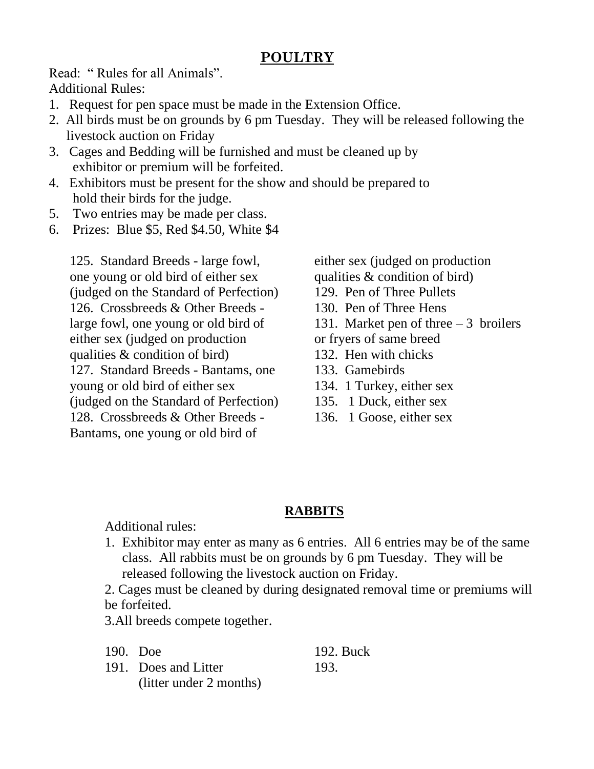# POULTRY

Read: " Rules for all Animals".

Additional Rules:

1. Request for pen space must be made in the Extension Office.
2. All birds must be on grounds by 6 pm Tuesday. They will be released following the livestock auction on Friday
3. Cages and Bedding will be furnished and must be cleaned up by exhibitor or premium will be forfeited.
4. Exhibitors must be present for the show and should be prepared to hold their birds for the judge.
5. Two entries may be made per class.
6. Prizes: Blue $5, Red $4.50, White $4

125. Standard Breeds - large fowl, one young or old bird of either sex (judged on the Standard of Perfection)
126. Crossbreeds & Other Breeds - large fowl, one young or old bird of either sex (judged on production qualities & condition of bird)
127. Standard Breeds - Bantams, one young or old bird of either sex (judged on the Standard of Perfection)
128. Crossbreeds & Other Breeds - Bantams, one young or old bird of either sex (judged on production qualities & condition of bird)
129. Pen of Three Pullets
130. Pen of Three Hens
131. Market pen of three – 3 broilers or fryers of same breed
132. Hen with chicks
133. Gamebirds
134. 1 Turkey, either sex
135. 1 Duck, either sex
136. 1 Goose, either sex

## RABBITS

Additional rules:

1. Exhibitor may enter as many as 6 entries. All 6 entries may be of the same class. All rabbits must be on grounds by 6 pm Tuesday. They will be released following the livestock auction on Friday.

2. Cages must be cleaned by during designated removal time or premiums will be forfeited.

3.All breeds compete together.

190. Doe
191. Does and Litter (litter under 2 months)
192. Buck
193.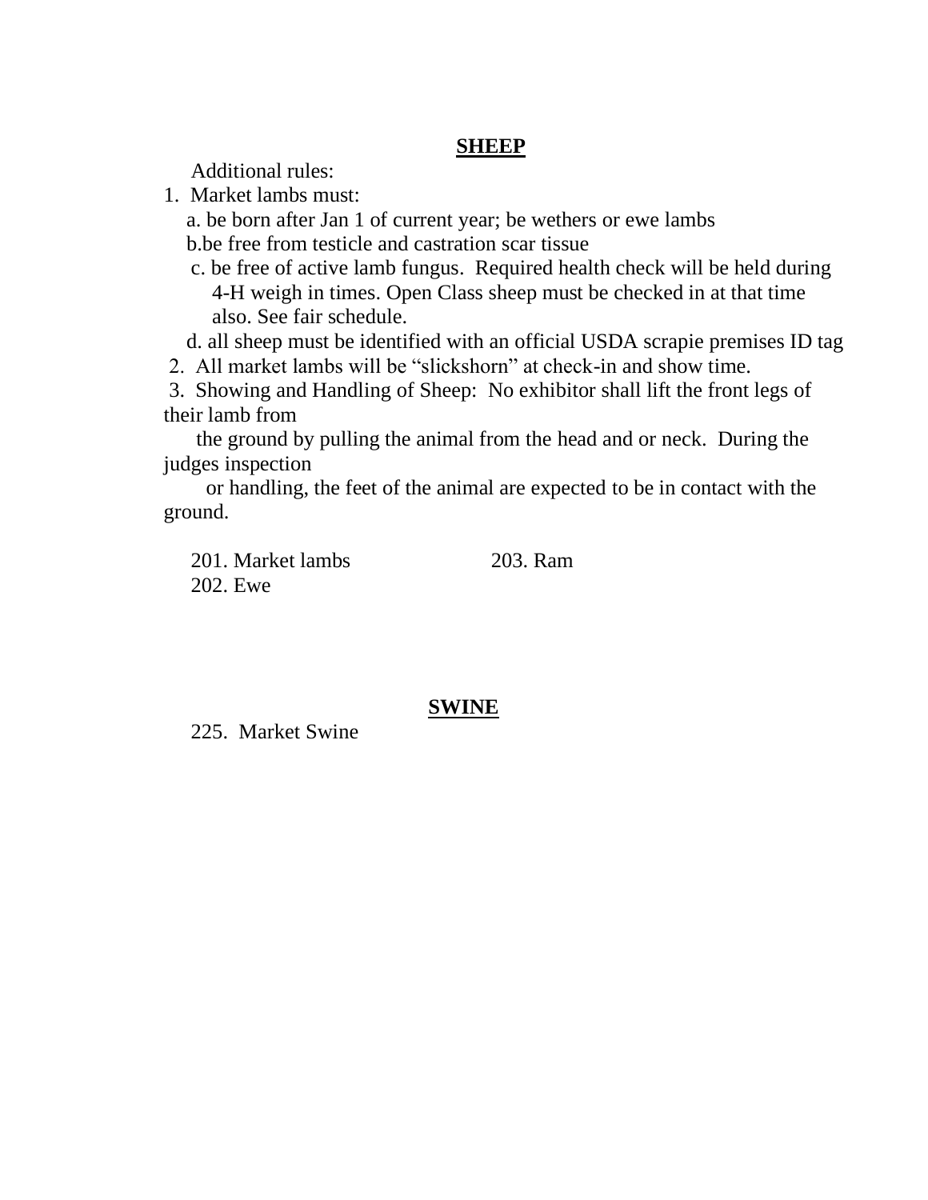## SHEEP

Additional rules:

1. Market lambs must:
   a. be born after Jan 1 of current year; be wethers or ewe lambs
   b.be free from testicle and castration scar tissue
   c. be free of active lamb fungus. Required health check will be held during 4-H weigh in times. Open Class sheep must be checked in at that time also. See fair schedule.
   d. all sheep must be identified with an official USDA scrapie premises ID tag
2. All market lambs will be "slickshorn" at check-in and show time.
3. Showing and Handling of Sheep: No exhibitor shall lift the front legs of their lamb from the ground by pulling the animal from the head and or neck. During the judges inspection or handling, the feet of the animal are expected to be in contact with the ground.

201. Market lambs
202. Ewe
203. Ram

## SWINE

225. Market Swine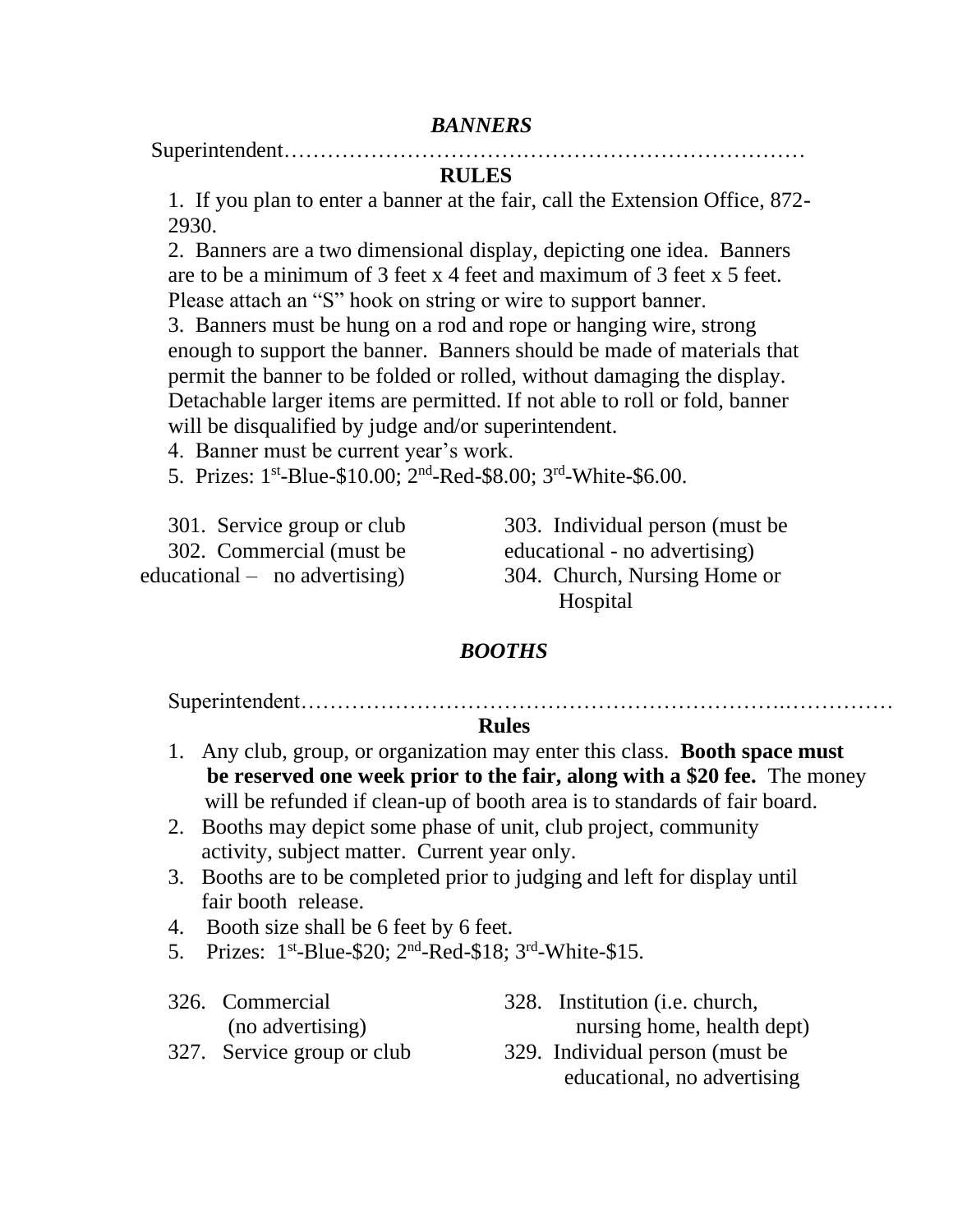## *BANNERS*

Superintendent……………………………………………………………

**RULES**

1. If you plan to enter a banner at the fair, call the Extension Office, 872-2930.
2. Banners are a two dimensional display, depicting one idea. Banners are to be a minimum of 3 feet x 4 feet and maximum of 3 feet x 5 feet. Please attach an "S" hook on string or wire to support banner.
3. Banners must be hung on a rod and rope or hanging wire, strong enough to support the banner. Banners should be made of materials that permit the banner to be folded or rolled, without damaging the display. Detachable larger items are permitted. If not able to roll or fold, banner will be disqualified by judge and/or superintendent.
4. Banner must be current year's work.
5. Prizes: 1st-Blue-$10.00; 2nd-Red-$8.00; 3rd-White-$6.00.

301. Service group or club
302. Commercial (must be educational – no advertising)
303. Individual person (must be educational - no advertising)
304. Church, Nursing Home or Hospital

## *BOOTHS*

Superintendent……………………………………………………………………

**Rules**

1. Any club, group, or organization may enter this class. **Booth space must be reserved one week prior to the fair, along with a $20 fee.** The money will be refunded if clean-up of booth area is to standards of fair board.
2. Booths may depict some phase of unit, club project, community activity, subject matter. Current year only.
3. Booths are to be completed prior to judging and left for display until fair booth release.
4. Booth size shall be 6 feet by 6 feet.
5. Prizes: 1st-Blue-$20; 2nd-Red-$18; 3rd-White-$15.

326. Commercial (no advertising)
327. Service group or club
328. Institution (i.e. church, nursing home, health dept)
329. Individual person (must be educational, no advertising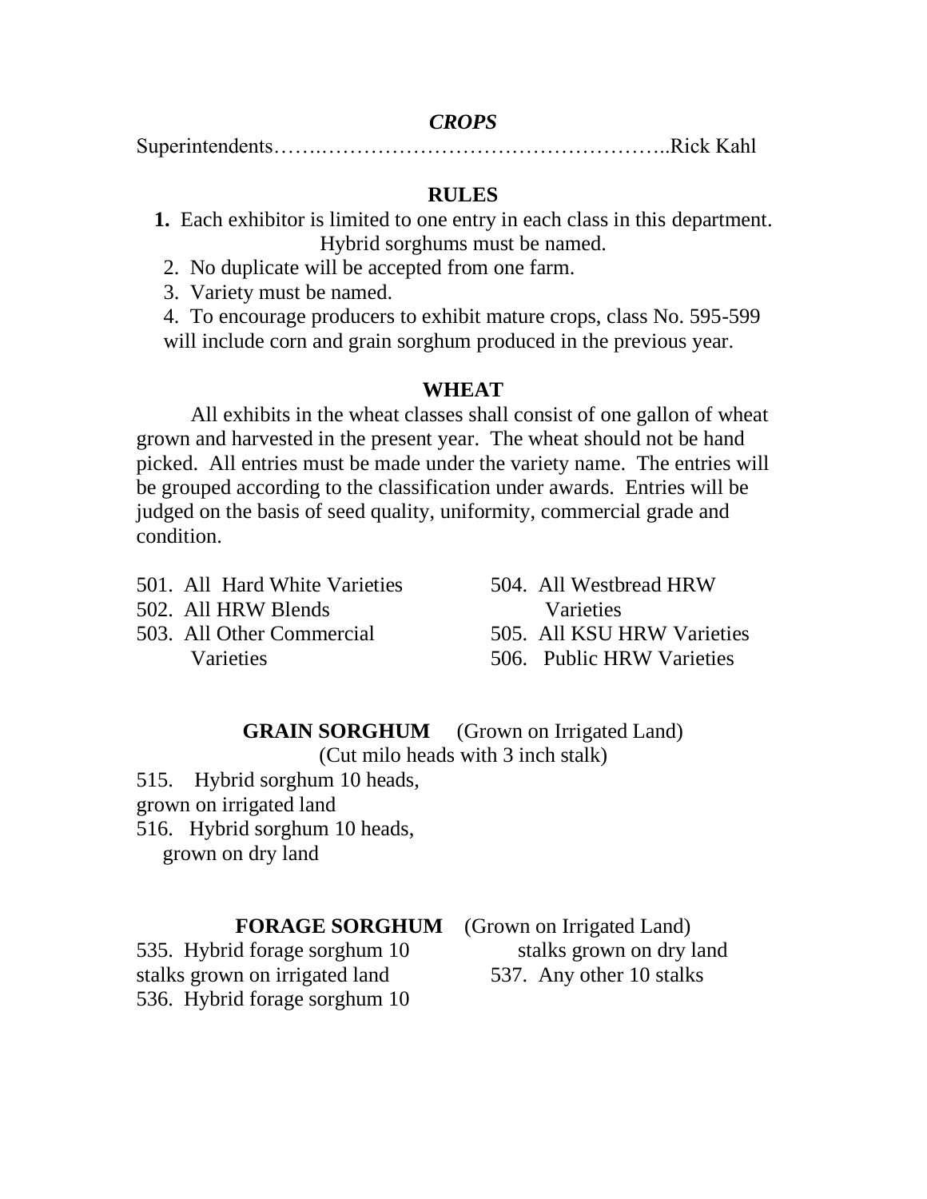# *CROPS*

Superintendents……..…………………………………………..Rick Kahl

## RULES

1. Each exhibitor is limited to one entry in each class in this department. Hybrid sorghums must be named.
2. No duplicate will be accepted from one farm.
3. Variety must be named.
4. To encourage producers to exhibit mature crops, class No. 595-599 will include corn and grain sorghum produced in the previous year.

## WHEAT

All exhibits in the wheat classes shall consist of one gallon of wheat grown and harvested in the present year. The wheat should not be hand picked. All entries must be made under the variety name. The entries will be grouped according to the classification under awards. Entries will be judged on the basis of seed quality, uniformity, commercial grade and condition.

501. All Hard White Varieties
502. All HRW Blends
503. All Other Commercial Varieties
504. All Westbread HRW Varieties
505. All KSU HRW Varieties
506. Public HRW Varieties

## GRAIN SORGHUM (Grown on Irrigated Land)

(Cut milo heads with 3 inch stalk)

515. Hybrid sorghum 10 heads, grown on irrigated land
516. Hybrid sorghum 10 heads, grown on dry land

## FORAGE SORGHUM (Grown on Irrigated Land)

535. Hybrid forage sorghum 10 stalks grown on irrigated land
536. Hybrid forage sorghum 10 stalks grown on dry land
537. Any other 10 stalks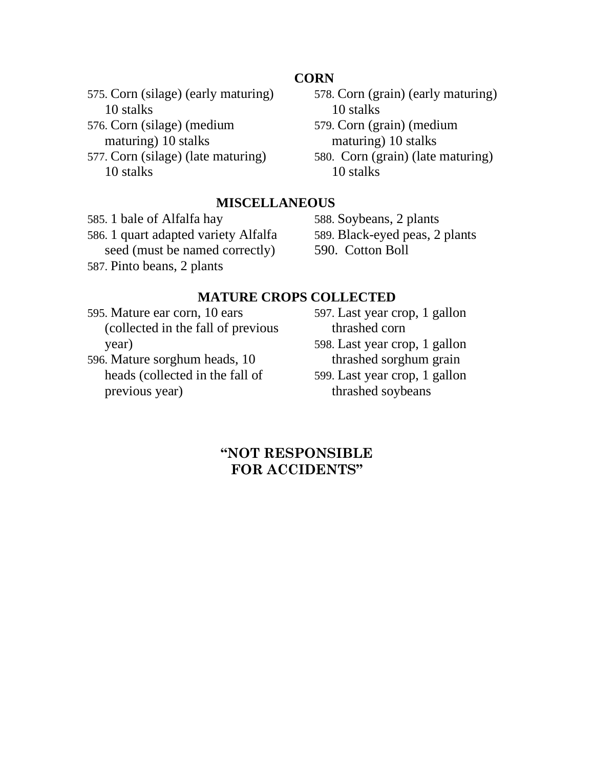## CORN

575. Corn (silage) (early maturing) 10 stalks
576. Corn (silage) (medium maturing) 10 stalks
577. Corn (silage) (late maturing) 10 stalks
578. Corn (grain) (early maturing) 10 stalks
579. Corn (grain) (medium maturing) 10 stalks
580. Corn (grain) (late maturing) 10 stalks

## MISCELLANEOUS

585. 1 bale of Alfalfa hay
586. 1 quart adapted variety Alfalfa seed (must be named correctly)
587. Pinto beans, 2 plants
588. Soybeans, 2 plants
589. Black-eyed peas, 2 plants
590. Cotton Boll

## MATURE CROPS COLLECTED

595. Mature ear corn, 10 ears (collected in the fall of previous year)
596. Mature sorghum heads, 10 heads (collected in the fall of previous year)
597. Last year crop, 1 gallon thrashed corn
598. Last year crop, 1 gallon thrashed sorghum grain
599. Last year crop, 1 gallon thrashed soybeans

**"NOT RESPONSIBLE FOR ACCIDENTS"**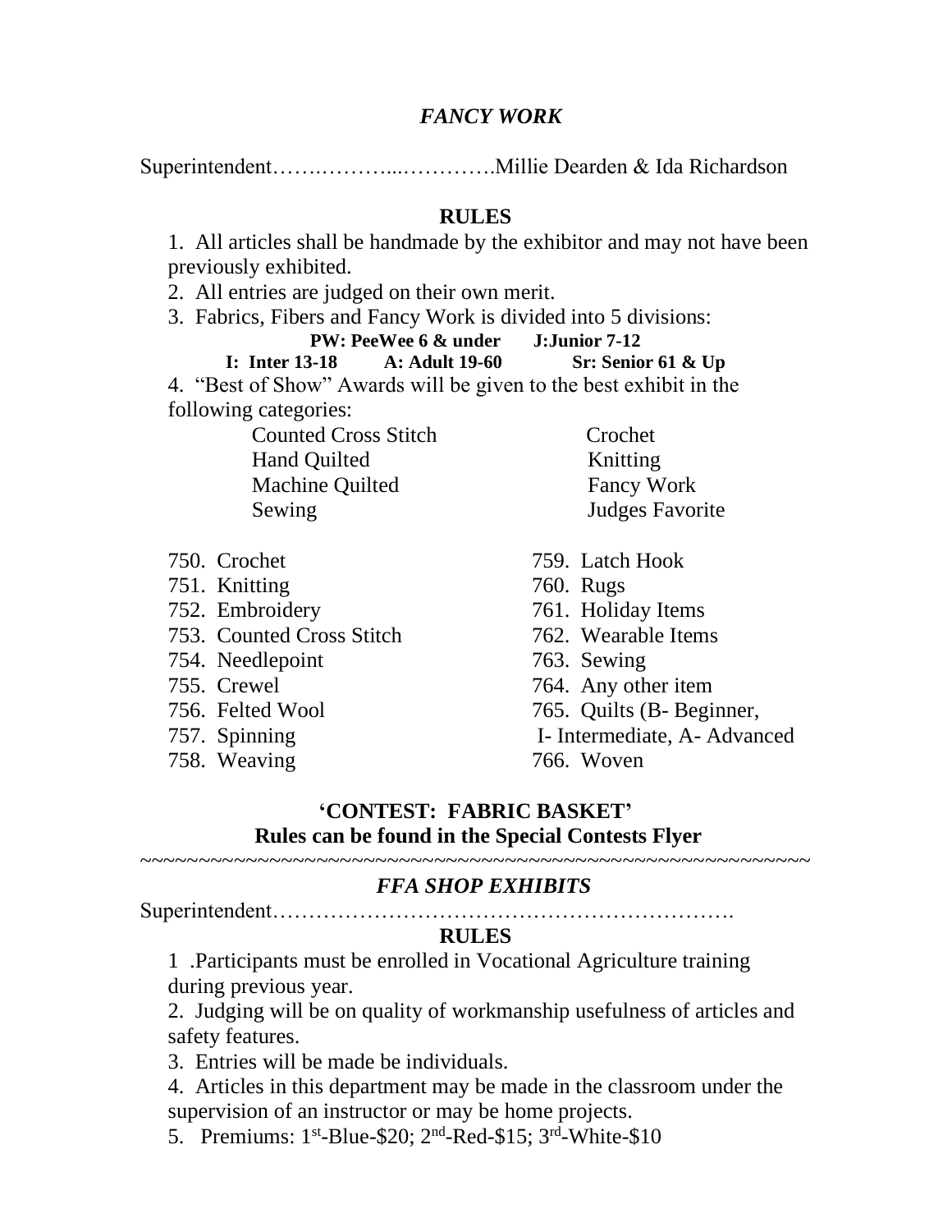## *FANCY WORK*

Superintendent…….………...………….Millie Dearden & Ida Richardson

### RULES

1. All articles shall be handmade by the exhibitor and may not have been previously exhibited.
2. All entries are judged on their own merit.
3. Fabrics, Fibers and Fancy Work is divided into 5 divisions:

**PW: PeeWee 6 & under J:Junior 7-12**
**I: Inter 13-18 A: Adult 19-60 Sr: Senior 61 & Up**

4. "Best of Show" Awards will be given to the best exhibit in the following categories:

- Counted Cross Stitch
- Hand Quilted
- Machine Quilted
- Sewing
- Crochet
- Knitting
- Fancy Work
- Judges Favorite

750. Crochet
751. Knitting
752. Embroidery
753. Counted Cross Stitch
754. Needlepoint
755. Crewel
756. Felted Wool
757. Spinning
758. Weaving
759. Latch Hook
760. Rugs
761. Holiday Items
762. Wearable Items
763. Sewing
764. Any other item
765. Quilts (B- Beginner, I- Intermediate, A- Advanced
766. Woven

**'CONTEST: FABRIC BASKET'**
**Rules can be found in the Special Contests Flyer**

~~~~~~~~~~~~~~~~~~~~~~~~~~~~~~~~~~~~~~~~~~~~~~~~~~~~~~~~~~

## *FFA SHOP EXHIBITS*

Superintendent……………………………………………………….

### RULES

1 .Participants must be enrolled in Vocational Agriculture training during previous year.
2. Judging will be on quality of workmanship usefulness of articles and safety features.
3. Entries will be made be individuals.
4. Articles in this department may be made in the classroom under the supervision of an instructor or may be home projects.
5. Premiums: 1st-Blue-$20; 2nd-Red-$15; 3rd-White-$10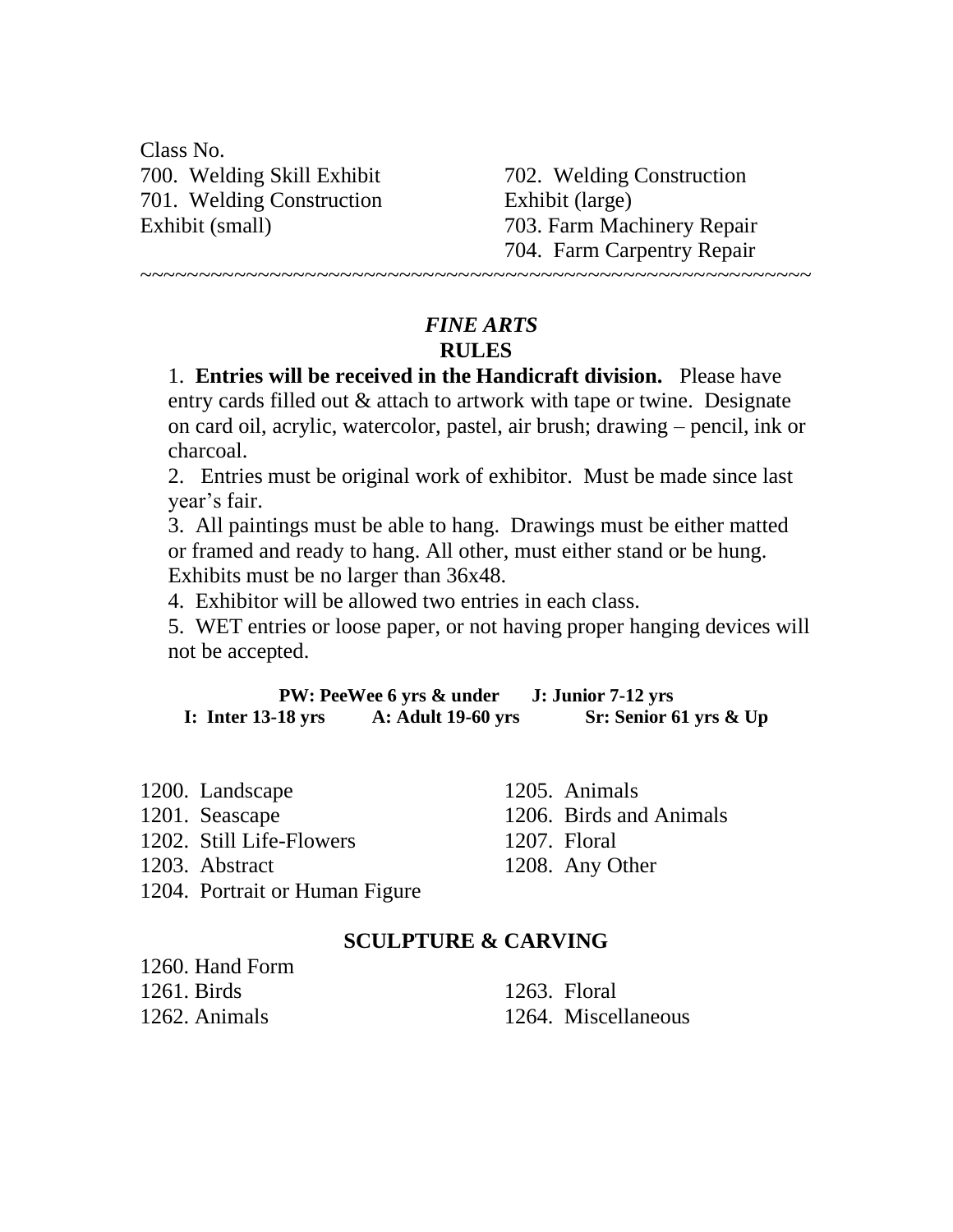Class No.

700. Welding Skill Exhibit
701. Welding Construction Exhibit (small)
702. Welding Construction Exhibit (large)
703. Farm Machinery Repair
704. Farm Carpentry Repair

~~~~~~~~~~~~~~~~~~~~~~~~~~~~~~~~~~~~~~~~~~~~~~~~~~~~~~~~~~~

## *FINE ARTS*

### RULES

1. **Entries will be received in the Handicraft division.** Please have entry cards filled out & attach to artwork with tape or twine. Designate on card oil, acrylic, watercolor, pastel, air brush; drawing – pencil, ink or charcoal.
2. Entries must be original work of exhibitor. Must be made since last year's fair.
3. All paintings must be able to hang. Drawings must be either matted or framed and ready to hang. All other, must either stand or be hung. Exhibits must be no larger than 36x48.
4. Exhibitor will be allowed two entries in each class.
5. WET entries or loose paper, or not having proper hanging devices will not be accepted.

**PW: PeeWee 6 yrs & under J: Junior 7-12 yrs**
**I: Inter 13-18 yrs A: Adult 19-60 yrs Sr: Senior 61 yrs & Up**

1200. Landscape
1201. Seascape
1202. Still Life-Flowers
1203. Abstract
1204. Portrait or Human Figure
1205. Animals
1206. Birds and Animals
1207. Floral
1208. Any Other

### SCULPTURE & CARVING

1260. Hand Form
1261. Birds
1262. Animals
1263. Floral
1264. Miscellaneous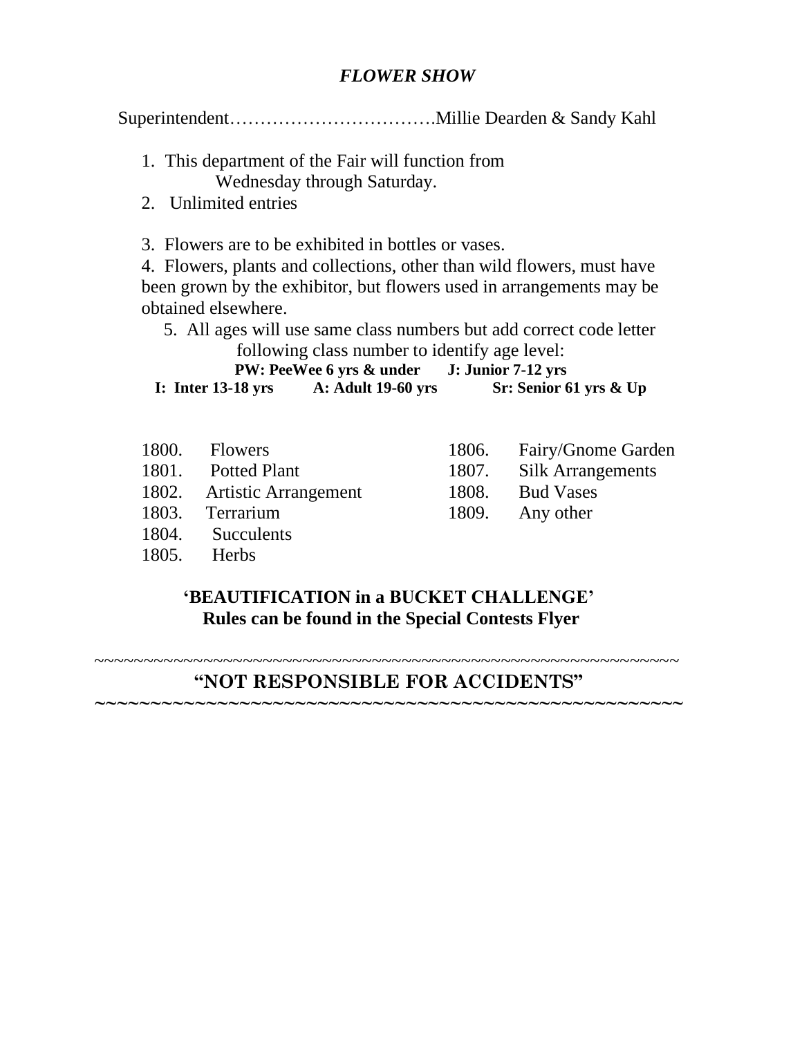# *FLOWER SHOW*

Superintendent…………………………….Millie Dearden & Sandy Kahl

1. This department of the Fair will function from Wednesday through Saturday.
2. Unlimited entries
3. Flowers are to be exhibited in bottles or vases.
4. Flowers, plants and collections, other than wild flowers, must have been grown by the exhibitor, but flowers used in arrangements may be obtained elsewhere.
5. All ages will use same class numbers but add correct code letter following class number to identify age level:

**PW: PeeWee 6 yrs & under J: Junior 7-12 yrs**
**I: Inter 13-18 yrs A: Adult 19-60 yrs Sr: Senior 61 yrs & Up**

1800. Flowers
1801. Potted Plant
1802. Artistic Arrangement
1803. Terrarium
1804. Succulents
1805. Herbs
1806. Fairy/Gnome Garden
1807. Silk Arrangements
1808. Bud Vases
1809. Any other

**'BEAUTIFICATION in a BUCKET CHALLENGE'**
**Rules can be found in the Special Contests Flyer**

~~~~~~~~~~~~~~~~~~~~~~~~~~~~~~~~~~~~~~~~~~~~~~~~~~~~~~~~~~~~~~~~

**"NOT RESPONSIBLE FOR ACCIDENTS"**

~~~~~~~~~~~~~~~~~~~~~~~~~~~~~~~~~~~~~~~~~~~~~~~~~~~~~~~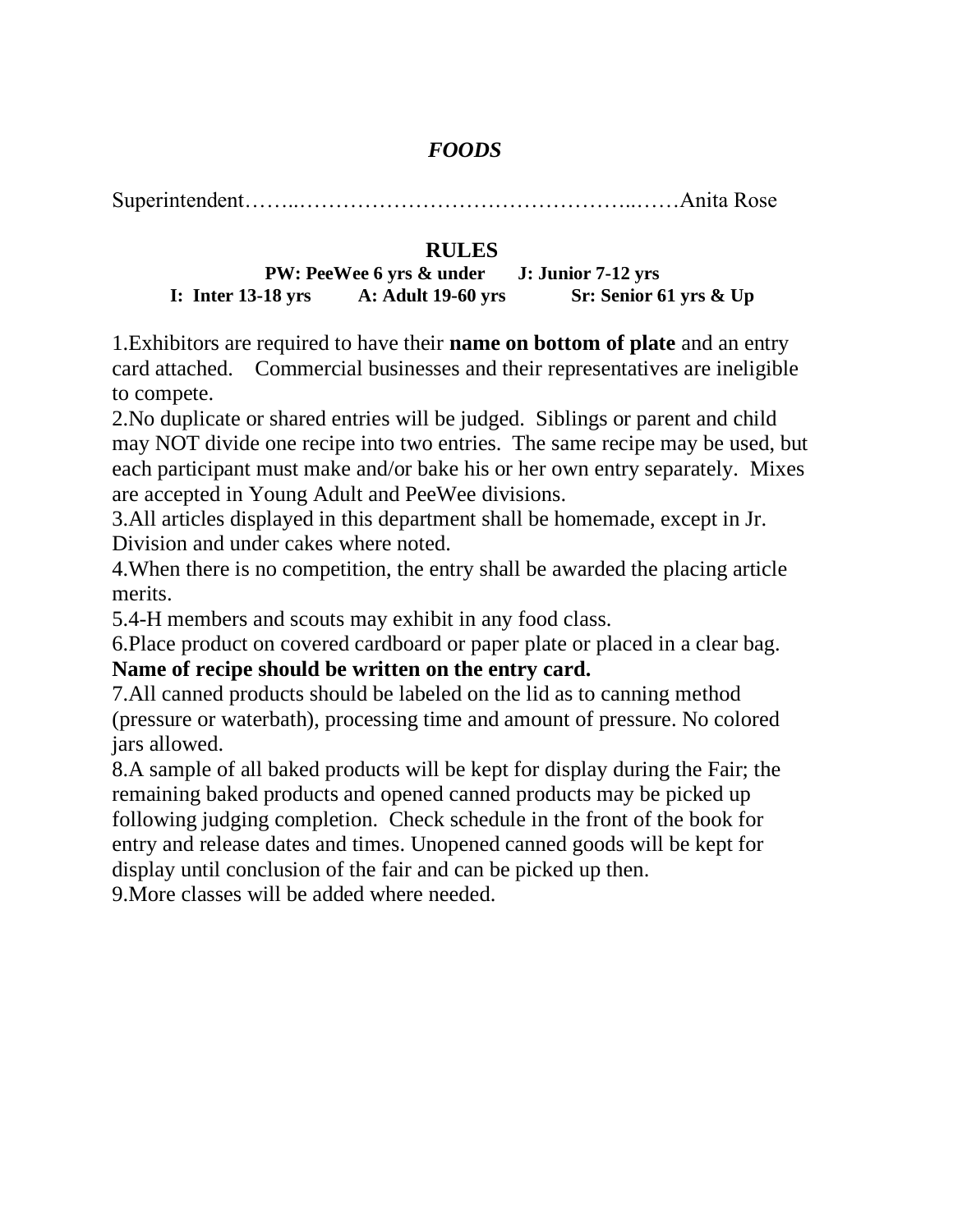## *FOODS*

Superintendent……..………………………………………..……Anita Rose

### RULES

**PW: PeeWee 6 yrs & under J: Junior 7-12 yrs**
**I: Inter 13-18 yrs A: Adult 19-60 yrs Sr: Senior 61 yrs & Up**

1.Exhibitors are required to have their **name on bottom of plate** and an entry card attached. Commercial businesses and their representatives are ineligible to compete.
2.No duplicate or shared entries will be judged. Siblings or parent and child may NOT divide one recipe into two entries. The same recipe may be used, but each participant must make and/or bake his or her own entry separately. Mixes are accepted in Young Adult and PeeWee divisions.
3.All articles displayed in this department shall be homemade, except in Jr. Division and under cakes where noted.
4.When there is no competition, the entry shall be awarded the placing article merits.
5.4-H members and scouts may exhibit in any food class.
6.Place product on covered cardboard or paper plate or placed in a clear bag. **Name of recipe should be written on the entry card.**
7.All canned products should be labeled on the lid as to canning method (pressure or waterbath), processing time and amount of pressure. No colored jars allowed.
8.A sample of all baked products will be kept for display during the Fair; the remaining baked products and opened canned products may be picked up following judging completion. Check schedule in the front of the book for entry and release dates and times. Unopened canned goods will be kept for display until conclusion of the fair and can be picked up then.
9.More classes will be added where needed.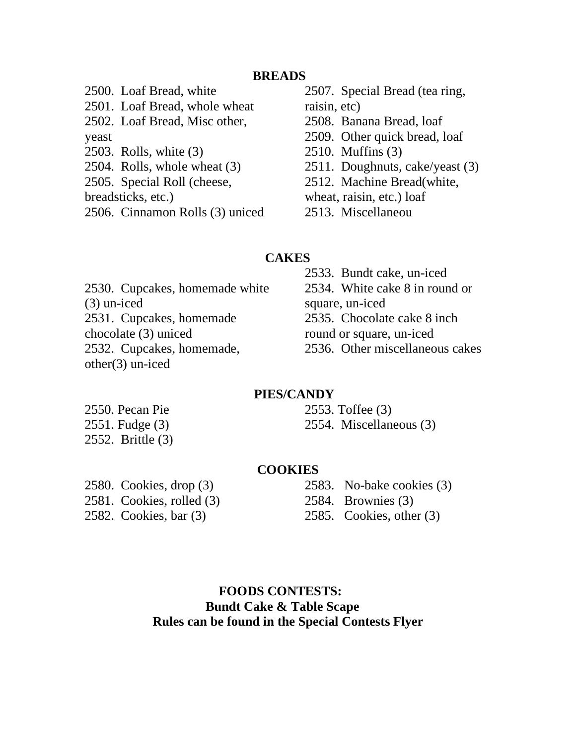## BREADS

2500. Loaf Bread, white
2501. Loaf Bread, whole wheat
2502. Loaf Bread, Misc other, yeast
2503. Rolls, white (3)
2504. Rolls, whole wheat (3)
2505. Special Roll (cheese, breadsticks, etc.)
2506. Cinnamon Rolls (3) uniced
2507. Special Bread (tea ring, raisin, etc)
2508. Banana Bread, loaf
2509. Other quick bread, loaf
2510. Muffins (3)
2511. Doughnuts, cake/yeast (3)
2512. Machine Bread(white, wheat, raisin, etc.) loaf
2513. Miscellaneou

## CAKES

2530. Cupcakes, homemade white (3) un-iced
2531. Cupcakes, homemade chocolate (3) uniced
2532. Cupcakes, homemade, other(3) un-iced
2533. Bundt cake, un-iced
2534. White cake 8 in round or square, un-iced
2535. Chocolate cake 8 inch round or square, un-iced
2536. Other miscellaneous cakes

## PIES/CANDY

2550. Pecan Pie
2551. Fudge (3)
2552. Brittle (3)
2553. Toffee (3)
2554. Miscellaneous (3)

## COOKIES

2580. Cookies, drop (3)
2581. Cookies, rolled (3)
2582. Cookies, bar (3)
2583. No-bake cookies (3)
2584. Brownies (3)
2585. Cookies, other (3)

**FOODS CONTESTS:**
**Bundt Cake & Table Scape**
**Rules can be found in the Special Contests Flyer**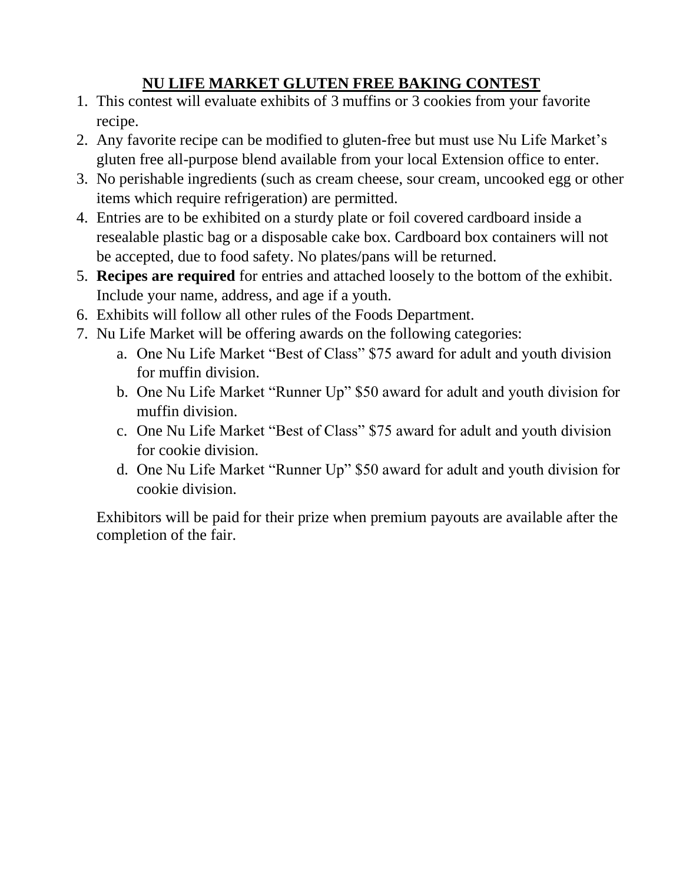# NU LIFE MARKET GLUTEN FREE BAKING CONTEST

1. This contest will evaluate exhibits of 3 muffins or 3 cookies from your favorite recipe.
2. Any favorite recipe can be modified to gluten-free but must use Nu Life Market's gluten free all-purpose blend available from your local Extension office to enter.
3. No perishable ingredients (such as cream cheese, sour cream, uncooked egg or other items which require refrigeration) are permitted.
4. Entries are to be exhibited on a sturdy plate or foil covered cardboard inside a resealable plastic bag or a disposable cake box. Cardboard box containers will not be accepted, due to food safety. No plates/pans will be returned.
5. **Recipes are required** for entries and attached loosely to the bottom of the exhibit. Include your name, address, and age if a youth.
6. Exhibits will follow all other rules of the Foods Department.
7. Nu Life Market will be offering awards on the following categories:
   a. One Nu Life Market "Best of Class" $75 award for adult and youth division for muffin division.
   b. One Nu Life Market "Runner Up" $50 award for adult and youth division for muffin division.
   c. One Nu Life Market "Best of Class" $75 award for adult and youth division for cookie division.
   d. One Nu Life Market "Runner Up" $50 award for adult and youth division for cookie division.

   Exhibitors will be paid for their prize when premium payouts are available after the completion of the fair.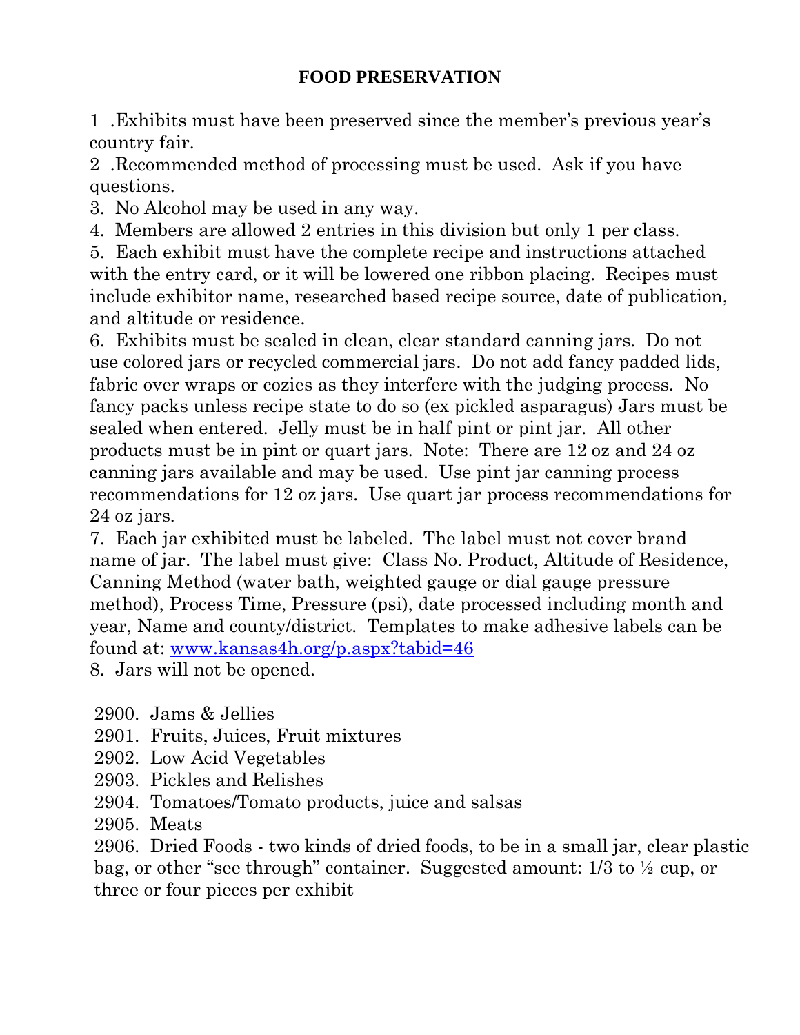# FOOD PRESERVATION

1 .Exhibits must have been preserved since the member's previous year's country fair.

2 .Recommended method of processing must be used. Ask if you have questions.

3. No Alcohol may be used in any way.

4. Members are allowed 2 entries in this division but only 1 per class.

5. Each exhibit must have the complete recipe and instructions attached with the entry card, or it will be lowered one ribbon placing. Recipes must include exhibitor name, researched based recipe source, date of publication, and altitude or residence.

6. Exhibits must be sealed in clean, clear standard canning jars. Do not use colored jars or recycled commercial jars. Do not add fancy padded lids, fabric over wraps or cozies as they interfere with the judging process. No fancy packs unless recipe state to do so (ex pickled asparagus) Jars must be sealed when entered. Jelly must be in half pint or pint jar. All other products must be in pint or quart jars. Note: There are 12 oz and 24 oz canning jars available and may be used. Use pint jar canning process recommendations for 12 oz jars. Use quart jar process recommendations for 24 oz jars.

7. Each jar exhibited must be labeled. The label must not cover brand name of jar. The label must give: Class No. Product, Altitude of Residence, Canning Method (water bath, weighted gauge or dial gauge pressure method), Process Time, Pressure (psi), date processed including month and year, Name and county/district. Templates to make adhesive labels can be found at: www.kansas4h.org/p.aspx?tabid=46

8. Jars will not be opened.

2900. Jams & Jellies
2901. Fruits, Juices, Fruit mixtures
2902. Low Acid Vegetables
2903. Pickles and Relishes
2904. Tomatoes/Tomato products, juice and salsas
2905. Meats
2906. Dried Foods - two kinds of dried foods, to be in a small jar, clear plastic bag, or other "see through" container. Suggested amount: 1/3 to ½ cup, or three or four pieces per exhibit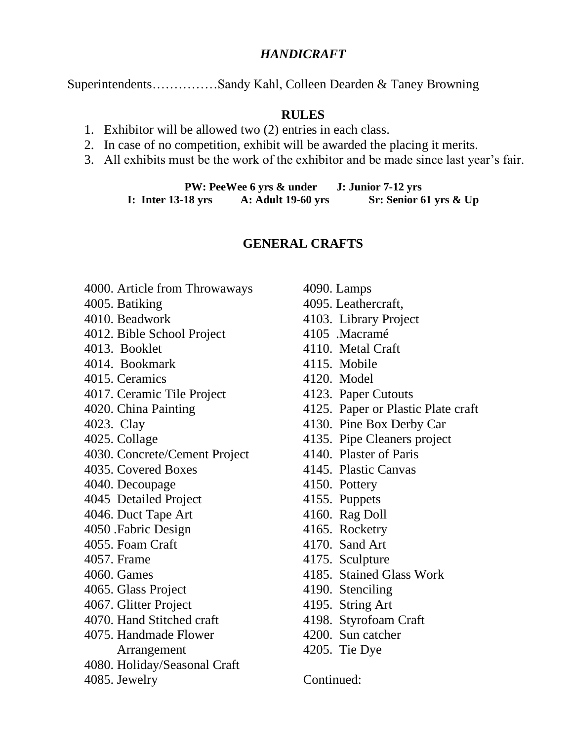# *HANDICRAFT*

Superintendents……………Sandy Kahl, Colleen Dearden & Taney Browning

## RULES

1. Exhibitor will be allowed two (2) entries in each class.
2. In case of no competition, exhibit will be awarded the placing it merits.
3. All exhibits must be the work of the exhibitor and be made since last year's fair.

**PW: PeeWee 6 yrs & under    J: Junior 7-12 yrs**
**I: Inter 13-18 yrs    A: Adult 19-60 yrs    Sr: Senior 61 yrs & Up**

## GENERAL CRAFTS

4000. Article from Throwaways
4005. Batiking
4010. Beadwork
4012. Bible School Project
4013. Booklet
4014. Bookmark
4015. Ceramics
4017. Ceramic Tile Project
4020. China Painting
4023. Clay
4025. Collage
4030. Concrete/Cement Project
4035. Covered Boxes
4040. Decoupage
4045 Detailed Project
4046. Duct Tape Art
4050 .Fabric Design
4055. Foam Craft
4057. Frame
4060. Games
4065. Glass Project
4067. Glitter Project
4070. Hand Stitched craft
4075. Handmade Flower Arrangement
4080. Holiday/Seasonal Craft
4085. Jewelry
4090. Lamps
4095. Leathercraft,
4103. Library Project
4105 .Macramé
4110. Metal Craft
4115. Mobile
4120. Model
4123. Paper Cutouts
4125. Paper or Plastic Plate craft
4130. Pine Box Derby Car
4135. Pipe Cleaners project
4140. Plaster of Paris
4145. Plastic Canvas
4150. Pottery
4155. Puppets
4160. Rag Doll
4165. Rocketry
4170. Sand Art
4175. Sculpture
4185. Stained Glass Work
4190. Stenciling
4195. String Art
4198. Styrofoam Craft
4200. Sun catcher
4205. Tie Dye

Continued: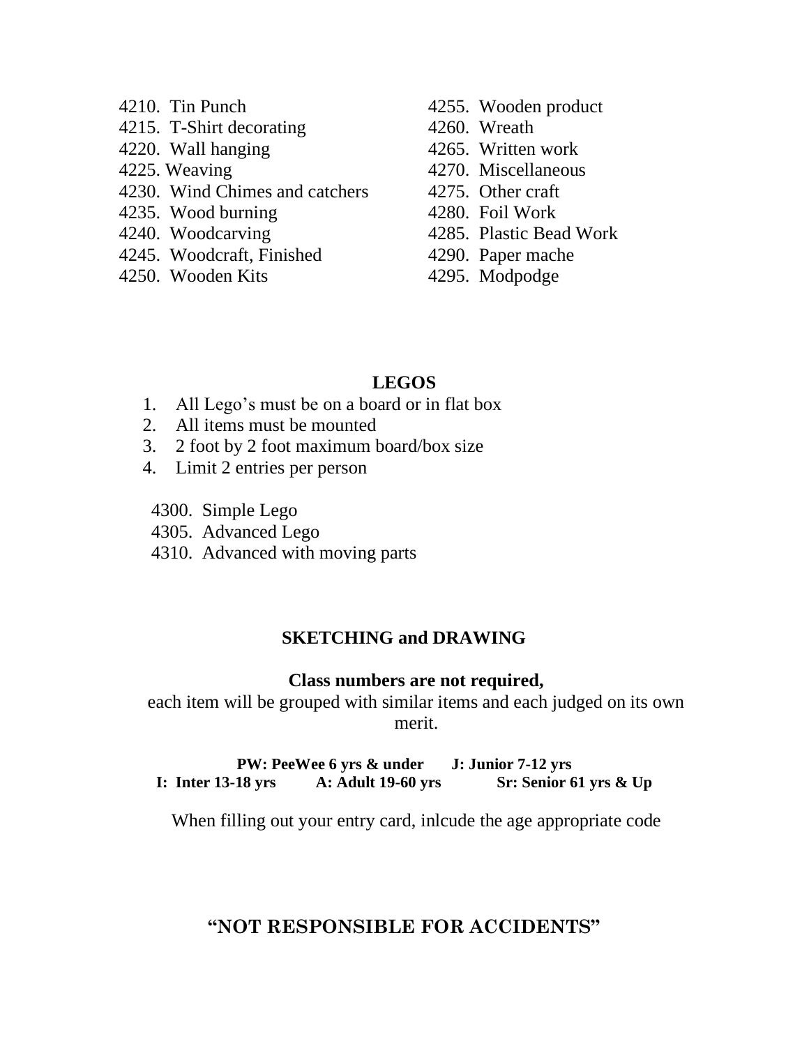4210. Tin Punch
4215. T-Shirt decorating
4220. Wall hanging
4225. Weaving
4230. Wind Chimes and catchers
4235. Wood burning
4240. Woodcarving
4245. Woodcraft, Finished
4250. Wooden Kits
4255. Wooden product
4260. Wreath
4265. Written work
4270. Miscellaneous
4275. Other craft
4280. Foil Work
4285. Plastic Bead Work
4290. Paper mache
4295. Modpodge

## LEGOS

1. All Lego's must be on a board or in flat box
2. All items must be mounted
3. 2 foot by 2 foot maximum board/box size
4. Limit 2 entries per person

4300. Simple Lego
4305. Advanced Lego
4310. Advanced with moving parts

## SKETCHING and DRAWING

**Class numbers are not required,**
each item will be grouped with similar items and each judged on its own merit.

**PW: PeeWee 6 yrs & under J: Junior 7-12 yrs**
**I: Inter 13-18 yrs A: Adult 19-60 yrs Sr: Senior 61 yrs & Up**

When filling out your entry card, inlcude the age appropriate code

## "NOT RESPONSIBLE FOR ACCIDENTS"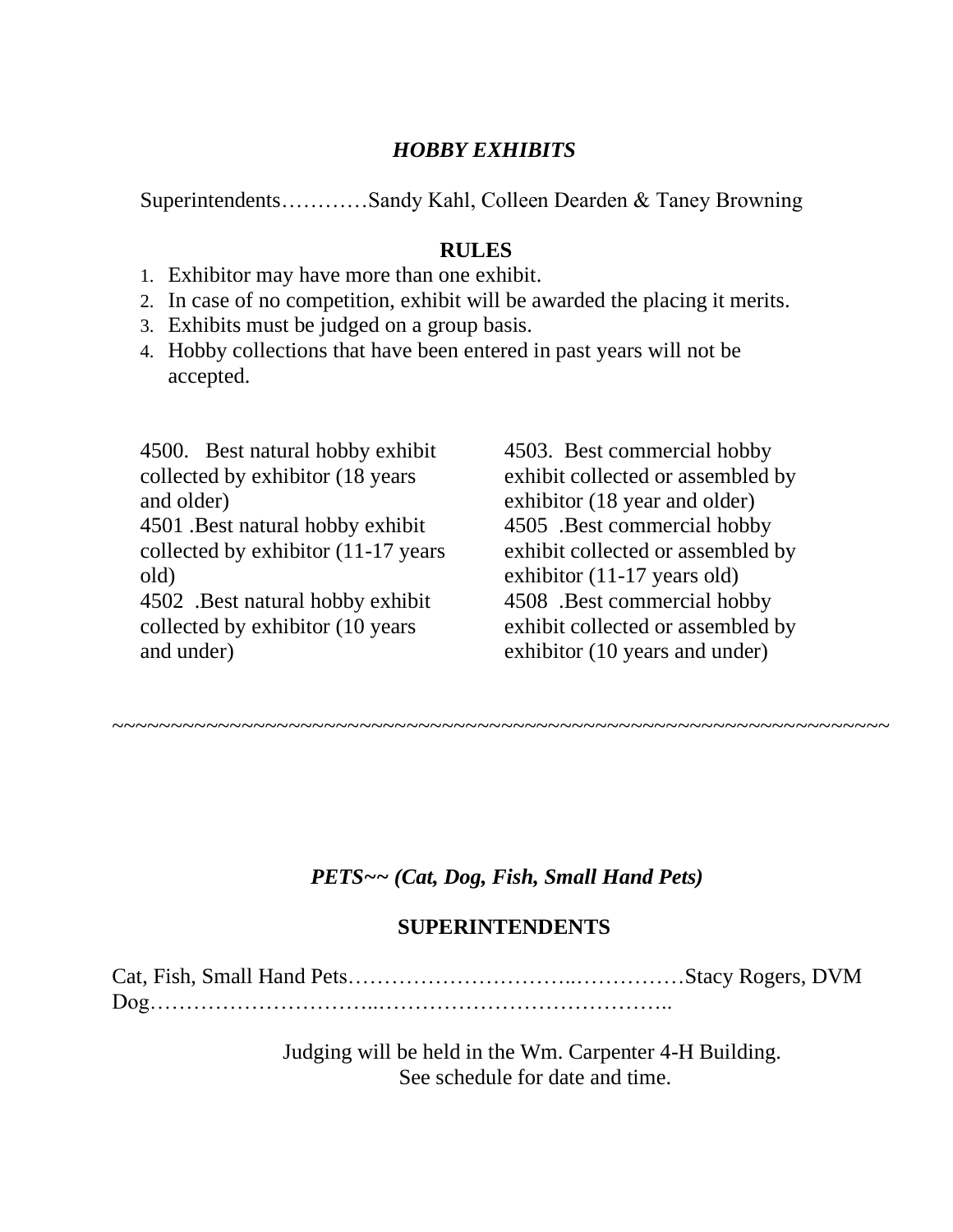## *HOBBY EXHIBITS*

Superintendents…………Sandy Kahl, Colleen Dearden & Taney Browning

### RULES

1. Exhibitor may have more than one exhibit.
2. In case of no competition, exhibit will be awarded the placing it merits.
3. Exhibits must be judged on a group basis.
4. Hobby collections that have been entered in past years will not be accepted.

4500. Best natural hobby exhibit collected by exhibitor (18 years and older)
4501 .Best natural hobby exhibit collected by exhibitor (11-17 years old)
4502 .Best natural hobby exhibit collected by exhibitor (10 years and under)

4503. Best commercial hobby exhibit collected or assembled by exhibitor (18 year and older)
4505 .Best commercial hobby exhibit collected or assembled by exhibitor (11-17 years old)
4508 .Best commercial hobby exhibit collected or assembled by exhibitor (10 years and under)

~~~~~~~~~~~~~~~~~~~~~~~~~~~~~~~~~~~~~~~~~~~~~~~~~~~~~~~~~~~~~~~~~~

## *PETS~~ (Cat, Dog, Fish, Small Hand Pets)*

### SUPERINTENDENTS

Cat, Fish, Small Hand Pets…………………………..……………Stacy Rogers, DVM
Dog…………………………..…………………………………..

Judging will be held in the Wm. Carpenter 4-H Building.
See schedule for date and time.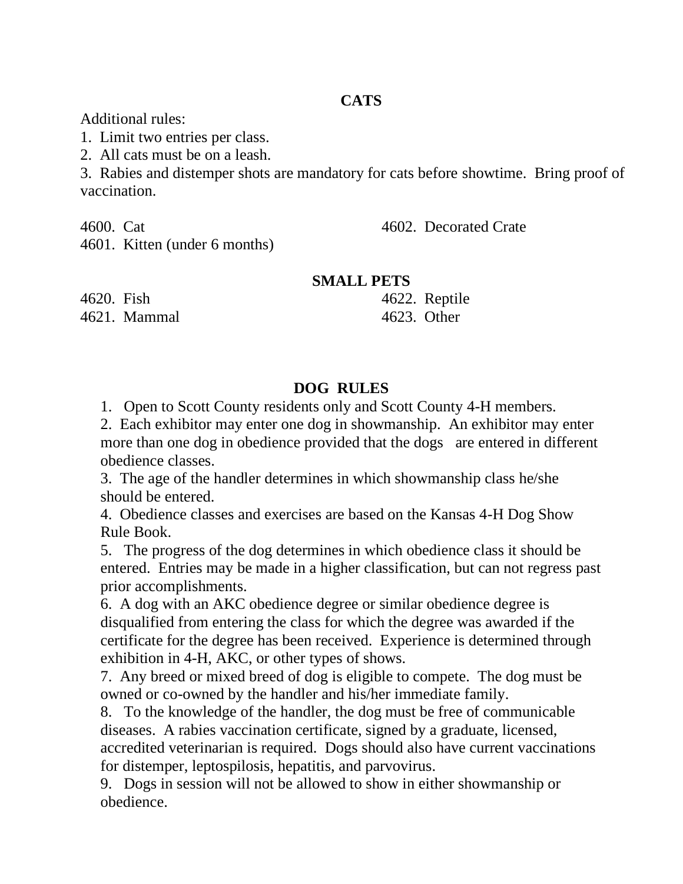## CATS

Additional rules:

1. Limit two entries per class.
2. All cats must be on a leash.
3. Rabies and distemper shots are mandatory for cats before showtime. Bring proof of vaccination.

4600. Cat
4601. Kitten (under 6 months)
4602. Decorated Crate

## SMALL PETS

4620. Fish
4621. Mammal
4622. Reptile
4623. Other

## DOG RULES

1. Open to Scott County residents only and Scott County 4-H members.
2. Each exhibitor may enter one dog in showmanship. An exhibitor may enter more than one dog in obedience provided that the dogs are entered in different obedience classes.
3. The age of the handler determines in which showmanship class he/she should be entered.
4. Obedience classes and exercises are based on the Kansas 4-H Dog Show Rule Book.
5. The progress of the dog determines in which obedience class it should be entered. Entries may be made in a higher classification, but can not regress past prior accomplishments.
6. A dog with an AKC obedience degree or similar obedience degree is disqualified from entering the class for which the degree was awarded if the certificate for the degree has been received. Experience is determined through exhibition in 4-H, AKC, or other types of shows.
7. Any breed or mixed breed of dog is eligible to compete. The dog must be owned or co-owned by the handler and his/her immediate family.
8. To the knowledge of the handler, the dog must be free of communicable diseases. A rabies vaccination certificate, signed by a graduate, licensed, accredited veterinarian is required. Dogs should also have current vaccinations for distemper, leptospilosis, hepatitis, and parvovirus.
9. Dogs in session will not be allowed to show in either showmanship or obedience.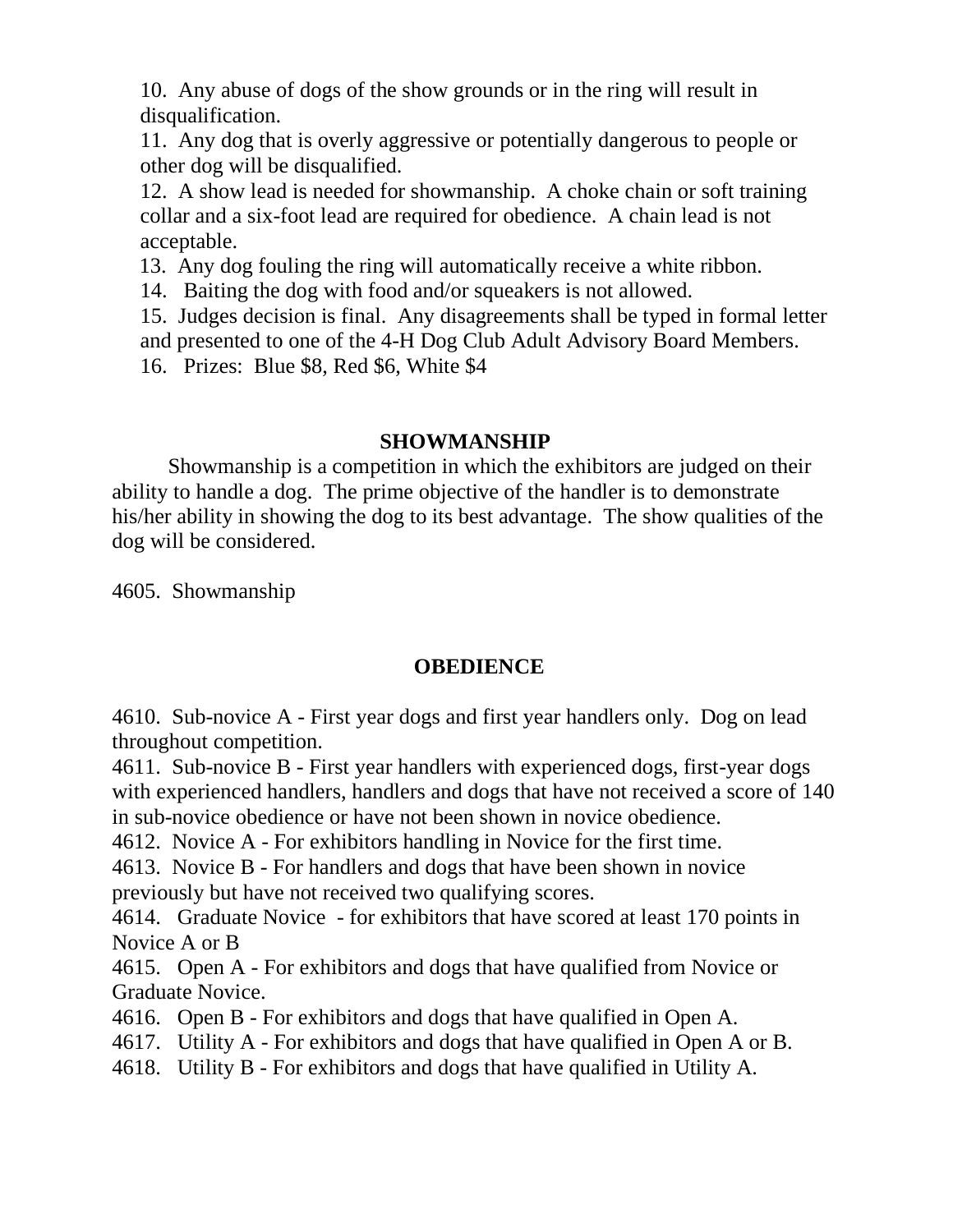10. Any abuse of dogs of the show grounds or in the ring will result in disqualification.
11. Any dog that is overly aggressive or potentially dangerous to people or other dog will be disqualified.
12. A show lead is needed for showmanship. A choke chain or soft training collar and a six-foot lead are required for obedience. A chain lead is not acceptable.
13. Any dog fouling the ring will automatically receive a white ribbon.
14. Baiting the dog with food and/or squeakers is not allowed.
15. Judges decision is final. Any disagreements shall be typed in formal letter and presented to one of the 4-H Dog Club Adult Advisory Board Members.
16. Prizes: Blue $8, Red $6, White $4

## SHOWMANSHIP

Showmanship is a competition in which the exhibitors are judged on their ability to handle a dog. The prime objective of the handler is to demonstrate his/her ability in showing the dog to its best advantage. The show qualities of the dog will be considered.

4605. Showmanship

## OBEDIENCE

4610. Sub-novice A - First year dogs and first year handlers only. Dog on lead throughout competition.
4611. Sub-novice B - First year handlers with experienced dogs, first-year dogs with experienced handlers, handlers and dogs that have not received a score of 140 in sub-novice obedience or have not been shown in novice obedience.
4612. Novice A - For exhibitors handling in Novice for the first time.
4613. Novice B - For handlers and dogs that have been shown in novice previously but have not received two qualifying scores.
4614. Graduate Novice - for exhibitors that have scored at least 170 points in Novice A or B
4615. Open A - For exhibitors and dogs that have qualified from Novice or Graduate Novice.
4616. Open B - For exhibitors and dogs that have qualified in Open A.
4617. Utility A - For exhibitors and dogs that have qualified in Open A or B.
4618. Utility B - For exhibitors and dogs that have qualified in Utility A.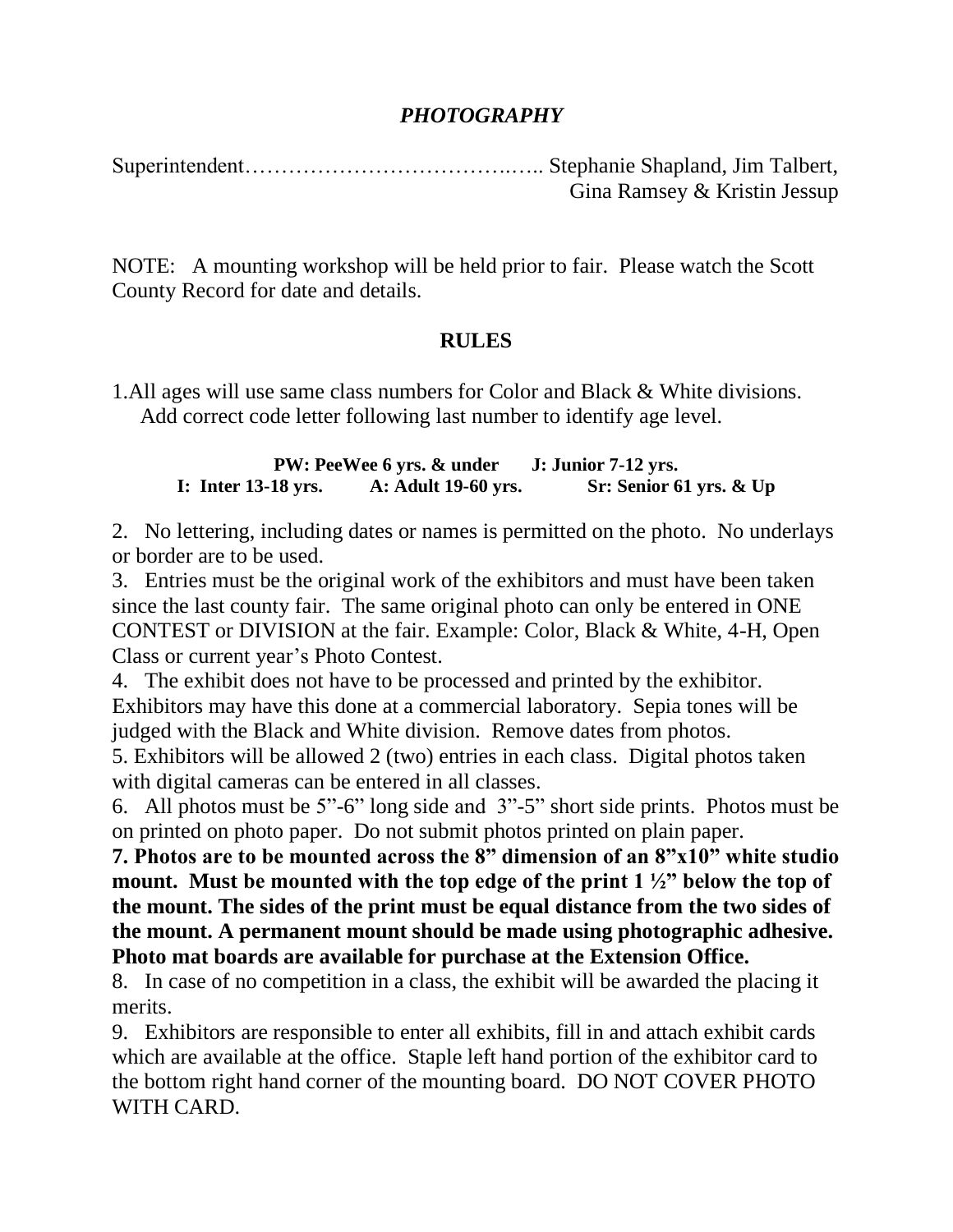## *PHOTOGRAPHY*

Superintendent……………………………….….. Stephanie Shapland, Jim Talbert, Gina Ramsey & Kristin Jessup

NOTE: A mounting workshop will be held prior to fair. Please watch the Scott County Record for date and details.

### RULES

1. All ages will use same class numbers for Color and Black & White divisions. Add correct code letter following last number to identify age level.

**PW: PeeWee 6 yrs. & under J: Junior 7-12 yrs.**
**I: Inter 13-18 yrs. A: Adult 19-60 yrs. Sr: Senior 61 yrs. & Up**

2. No lettering, including dates or names is permitted on the photo. No underlays or border are to be used.
3. Entries must be the original work of the exhibitors and must have been taken since the last county fair. The same original photo can only be entered in ONE CONTEST or DIVISION at the fair. Example: Color, Black & White, 4-H, Open Class or current year's Photo Contest.
4. The exhibit does not have to be processed and printed by the exhibitor. Exhibitors may have this done at a commercial laboratory. Sepia tones will be judged with the Black and White division. Remove dates from photos.
5. Exhibitors will be allowed 2 (two) entries in each class. Digital photos taken with digital cameras can be entered in all classes.
6. All photos must be 5"-6" long side and 3"-5" short side prints. Photos must be on printed on photo paper. Do not submit photos printed on plain paper.
7. **Photos are to be mounted across the 8" dimension of an 8"x10" white studio mount. Must be mounted with the top edge of the print 1 ½" below the top of the mount. The sides of the print must be equal distance from the two sides of the mount. A permanent mount should be made using photographic adhesive. Photo mat boards are available for purchase at the Extension Office.**
8. In case of no competition in a class, the exhibit will be awarded the placing it merits.
9. Exhibitors are responsible to enter all exhibits, fill in and attach exhibit cards which are available at the office. Staple left hand portion of the exhibitor card to the bottom right hand corner of the mounting board. DO NOT COVER PHOTO WITH CARD.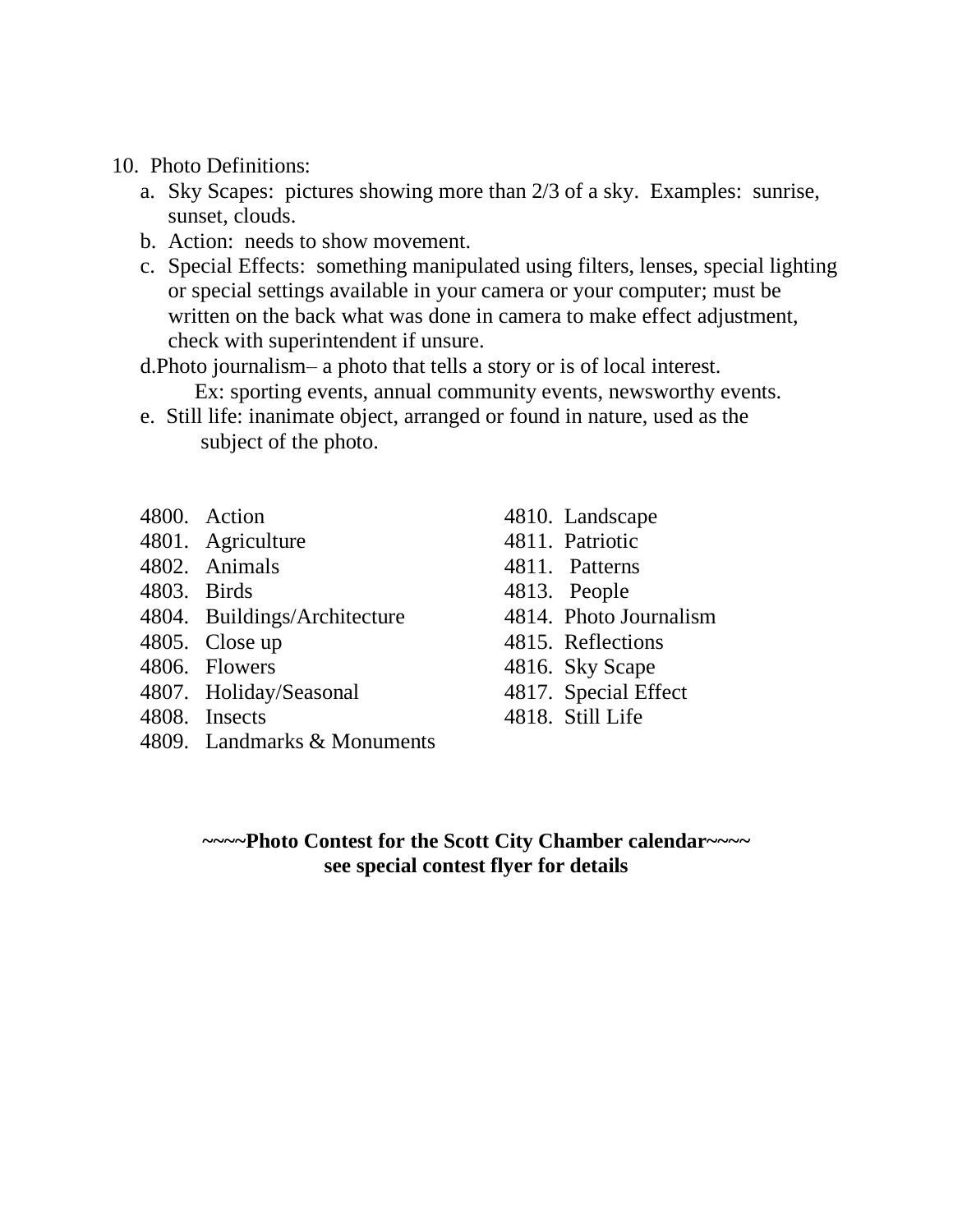10. Photo Definitions:
    a. Sky Scapes: pictures showing more than 2/3 of a sky. Examples: sunrise, sunset, clouds.
    b. Action: needs to show movement.
    c. Special Effects: something manipulated using filters, lenses, special lighting or special settings available in your camera or your computer; must be written on the back what was done in camera to make effect adjustment, check with superintendent if unsure.
    d. Photo journalism– a photo that tells a story or is of local interest. Ex: sporting events, annual community events, newsworthy events.
    e. Still life: inanimate object, arranged or found in nature, used as the subject of the photo.

4800. Action
4801. Agriculture
4802. Animals
4803. Birds
4804. Buildings/Architecture
4805. Close up
4806. Flowers
4807. Holiday/Seasonal
4808. Insects
4809. Landmarks & Monuments
4810. Landscape
4811. Patriotic
4811. Patterns
4813. People
4814. Photo Journalism
4815. Reflections
4816. Sky Scape
4817. Special Effect
4818. Still Life

**~~~~Photo Contest for the Scott City Chamber calendar~~~~**
**see special contest flyer for details**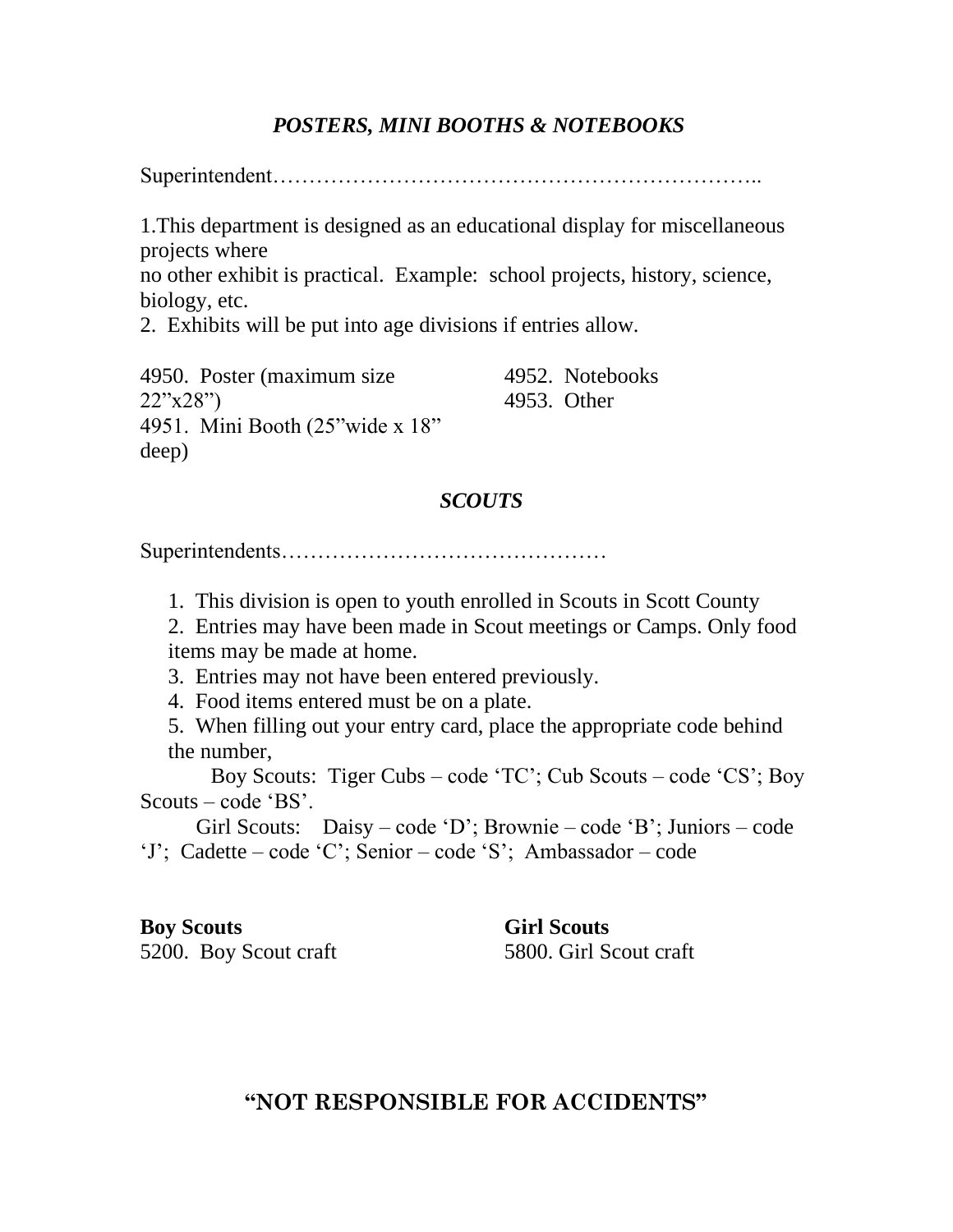## *POSTERS, MINI BOOTHS & NOTEBOOKS*

Superintendent…………………………………………………………..

1.This department is designed as an educational display for miscellaneous projects where no other exhibit is practical. Example: school projects, history, science, biology, etc.
2. Exhibits will be put into age divisions if entries allow.

4950. Poster (maximum size 22"x28")
4951. Mini Booth (25"wide x 18" deep)
4952. Notebooks
4953. Other

## *SCOUTS*

Superintendents………………………………………

1. This division is open to youth enrolled in Scouts in Scott County
2. Entries may have been made in Scout meetings or Camps. Only food items may be made at home.
3. Entries may not have been entered previously.
4. Food items entered must be on a plate.
5. When filling out your entry card, place the appropriate code behind the number,

Boy Scouts: Tiger Cubs – code 'TC'; Cub Scouts – code 'CS'; Boy Scouts – code 'BS'.

Girl Scouts: Daisy – code 'D'; Brownie – code 'B'; Juniors – code 'J'; Cadette – code 'C'; Senior – code 'S'; Ambassador – code

**Boy Scouts**
5200. Boy Scout craft

**Girl Scouts**
5800. Girl Scout craft

**"NOT RESPONSIBLE FOR ACCIDENTS"**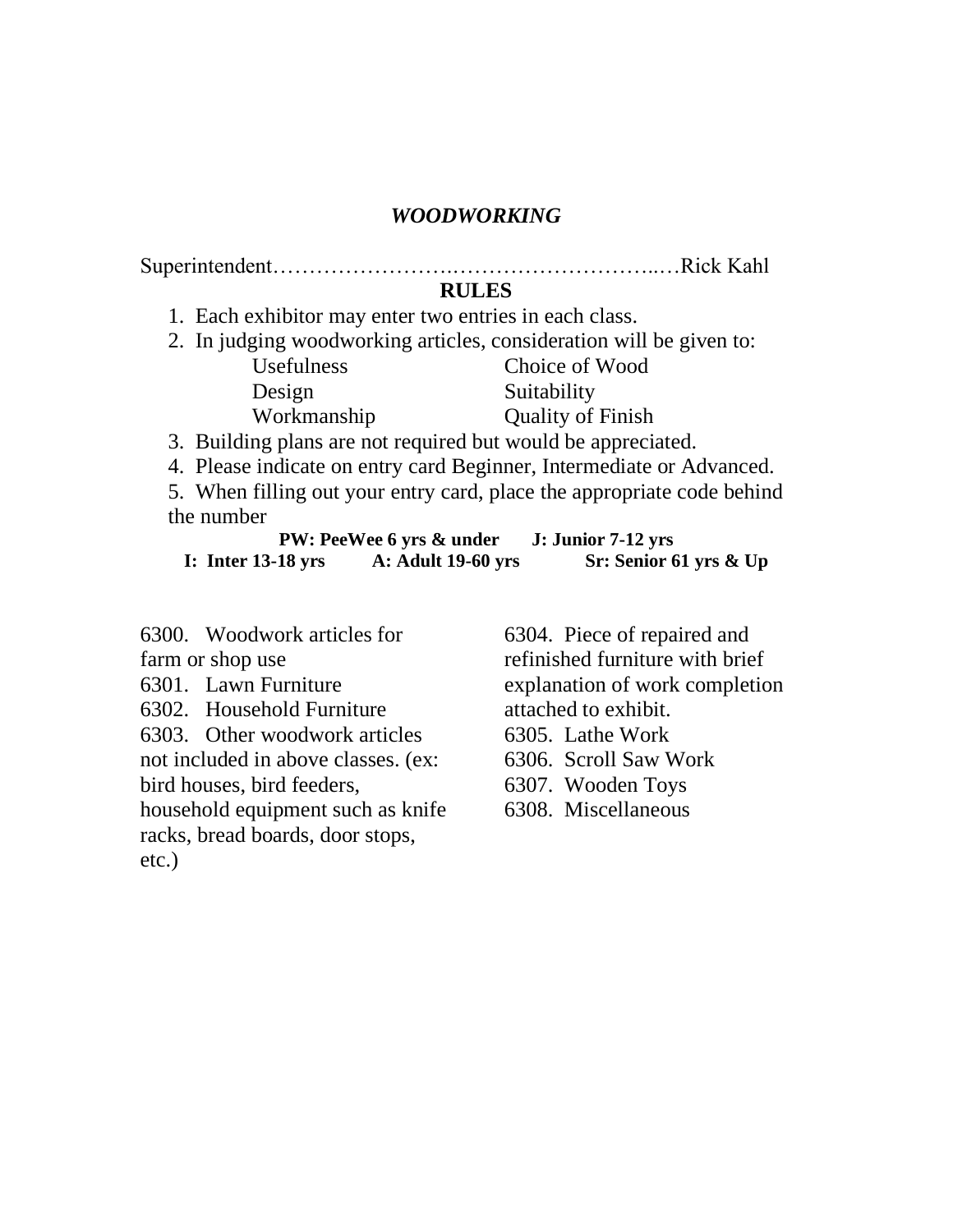## *WOODWORKING*

Superintendent…………………….………………………..…Rick Kahl

### RULES

1. Each exhibitor may enter two entries in each class.
2. In judging woodworking articles, consideration will be given to:

| | |
|---|---|
| Usefulness | Choice of Wood |
| Design | Suitability |
| Workmanship | Quality of Finish |

3. Building plans are not required but would be appreciated.
4. Please indicate on entry card Beginner, Intermediate or Advanced.
5. When filling out your entry card, place the appropriate code behind the number

**PW: PeeWee 6 yrs & under J: Junior 7-12 yrs**
**I: Inter 13-18 yrs A: Adult 19-60 yrs Sr: Senior 61 yrs & Up**

6300. Woodwork articles for farm or shop use
6301. Lawn Furniture
6302. Household Furniture
6303. Other woodwork articles not included in above classes. (ex: bird houses, bird feeders, household equipment such as knife racks, bread boards, door stops, etc.)
6304. Piece of repaired and refinished furniture with brief explanation of work completion attached to exhibit.
6305. Lathe Work
6306. Scroll Saw Work
6307. Wooden Toys
6308. Miscellaneous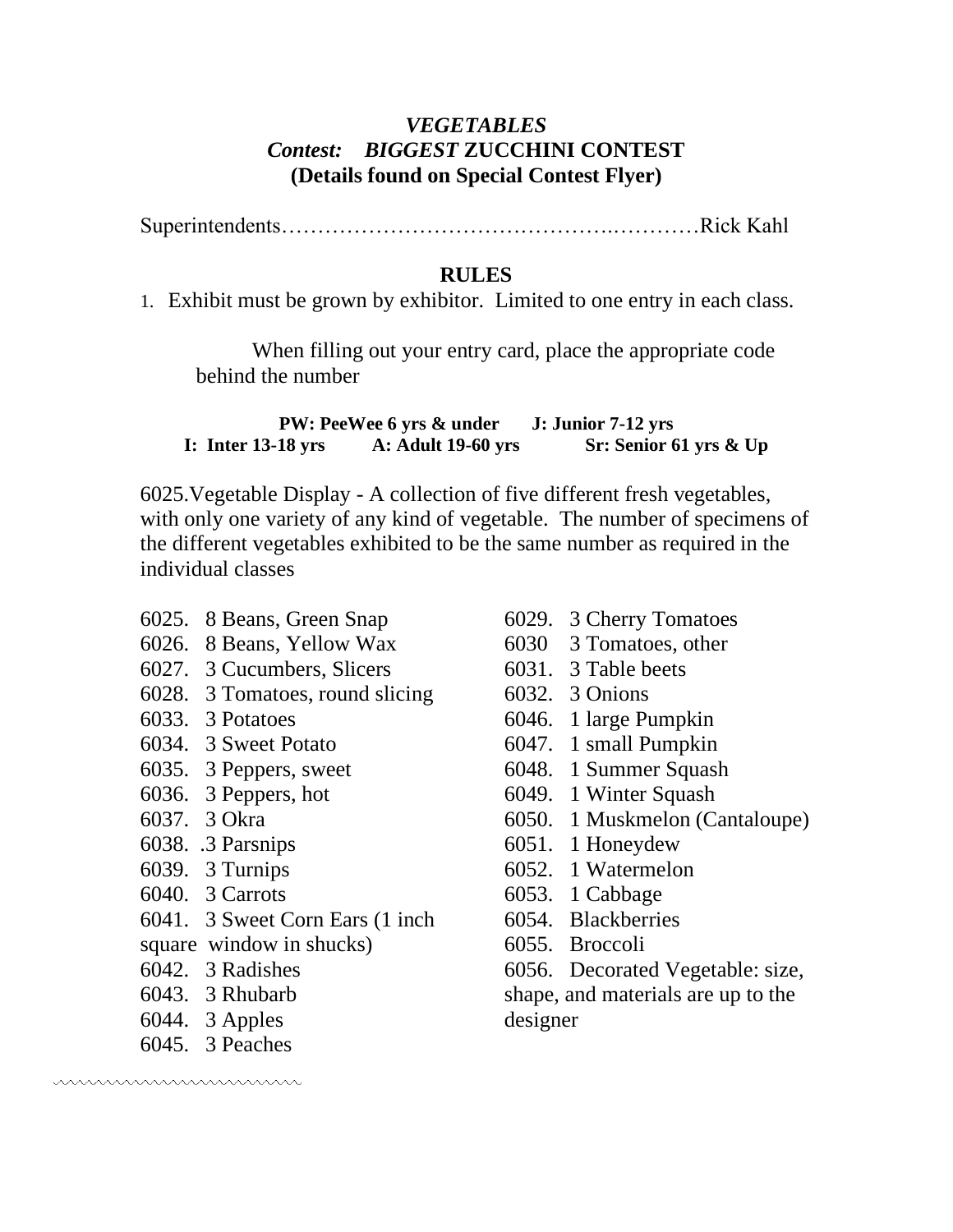# *VEGETABLES*

## *Contest: BIGGEST* ZUCCHINI CONTEST

**(Details found on Special Contest Flyer)**

Superintendents……………………………………..…………Rick Kahl

### RULES

1. Exhibit must be grown by exhibitor. Limited to one entry in each class.

When filling out your entry card, place the appropriate code behind the number

**PW: PeeWee 6 yrs & under J: Junior 7-12 yrs**
**I: Inter 13-18 yrs A: Adult 19-60 yrs Sr: Senior 61 yrs & Up**

6025.Vegetable Display - A collection of five different fresh vegetables, with only one variety of any kind of vegetable. The number of specimens of the different vegetables exhibited to be the same number as required in the individual classes

6025. 8 Beans, Green Snap
6026. 8 Beans, Yellow Wax
6027. 3 Cucumbers, Slicers
6028. 3 Tomatoes, round slicing
6033. 3 Potatoes
6034. 3 Sweet Potato
6035. 3 Peppers, sweet
6036. 3 Peppers, hot
6037. 3 Okra
6038. .3 Parsnips
6039. 3 Turnips
6040. 3 Carrots
6041. 3 Sweet Corn Ears (1 inch square window in shucks)
6042. 3 Radishes
6043. 3 Rhubarb
6044. 3 Apples
6045. 3 Peaches
6029. 3 Cherry Tomatoes
6030 3 Tomatoes, other
6031. 3 Table beets
6032. 3 Onions
6046. 1 large Pumpkin
6047. 1 small Pumpkin
6048. 1 Summer Squash
6049. 1 Winter Squash
6050. 1 Muskmelon (Cantaloupe)
6051. 1 Honeydew
6052. 1 Watermelon
6053. 1 Cabbage
6054. Blackberries
6055. Broccoli
6056. Decorated Vegetable: size, shape, and materials are up to the designer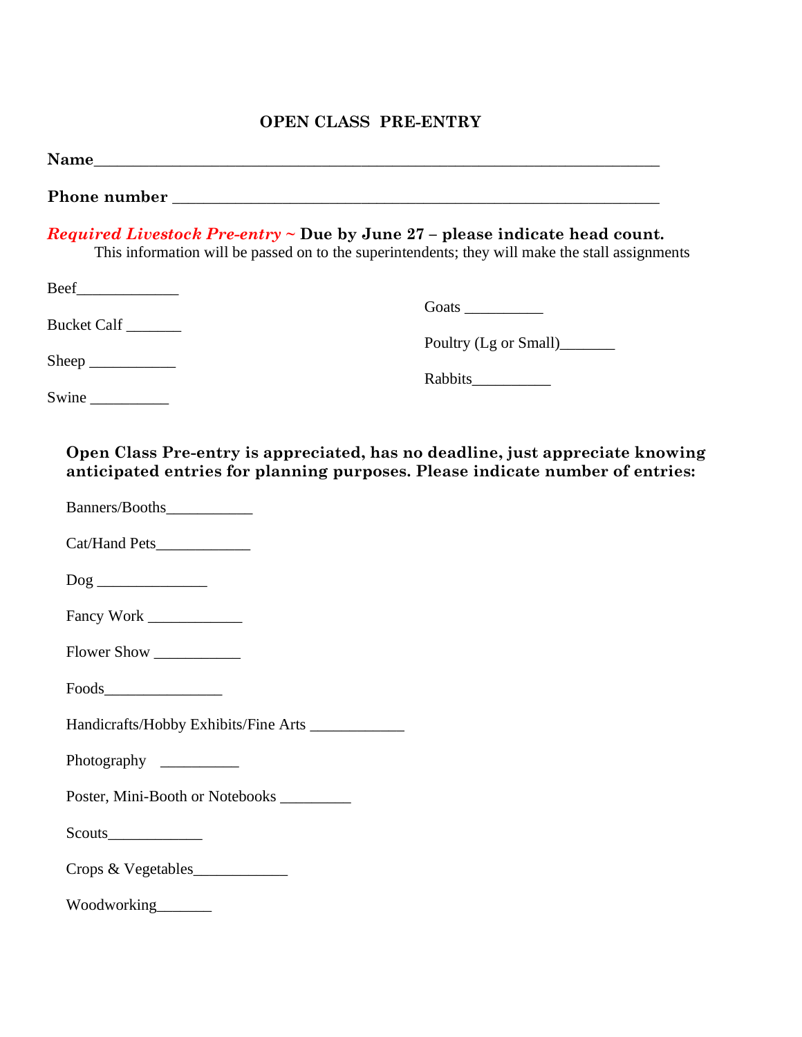# OPEN CLASS PRE-ENTRY

**Name**\_\_\_\_\_\_\_\_\_\_\_\_\_\_\_\_\_\_\_\_\_\_\_\_\_\_\_\_\_\_\_\_\_\_\_\_\_\_\_\_\_\_\_\_\_\_\_\_\_\_\_\_\_\_\_\_\_\_\_\_\_\_\_\_\_\_

**Phone number** \_\_\_\_\_\_\_\_\_\_\_\_\_\_\_\_\_\_\_\_\_\_\_\_\_\_\_\_\_\_\_\_\_\_\_\_\_\_\_\_\_\_\_\_\_\_\_\_\_\_\_\_\_\_\_\_\_\_\_\_

***Required Livestock Pre-entry*** **~ Due by June 27 – please indicate head count.**
This information will be passed on to the superintendents; they will make the stall assignments

Beef\_\_\_\_\_\_\_\_\_\_\_\_\_

Bucket Calf \_\_\_\_\_\_\_

Sheep \_\_\_\_\_\_\_\_\_\_\_

Swine \_\_\_\_\_\_\_\_\_\_

Goats \_\_\_\_\_\_\_\_\_\_

Poultry (Lg or Small)\_\_\_\_\_\_\_

Rabbits\_\_\_\_\_\_\_\_\_\_

**Open Class Pre-entry is appreciated, has no deadline, just appreciate knowing anticipated entries for planning purposes. Please indicate number of entries:**

Banners/Booths\_\_\_\_\_\_\_\_\_\_\_

Cat/Hand Pets\_\_\_\_\_\_\_\_\_\_\_\_

Dog \_\_\_\_\_\_\_\_\_\_\_\_\_\_

Fancy Work \_\_\_\_\_\_\_\_\_\_\_\_

Flower Show \_\_\_\_\_\_\_\_\_\_\_

Foods\_\_\_\_\_\_\_\_\_\_\_\_\_\_\_

Handicrafts/Hobby Exhibits/Fine Arts \_\_\_\_\_\_\_\_\_\_\_\_

Photography \_\_\_\_\_\_\_\_\_\_

Poster, Mini-Booth or Notebooks \_\_\_\_\_\_\_\_\_

Scouts\_\_\_\_\_\_\_\_\_\_\_\_

Crops & Vegetables\_\_\_\_\_\_\_\_\_\_\_\_

Woodworking\_\_\_\_\_\_\_